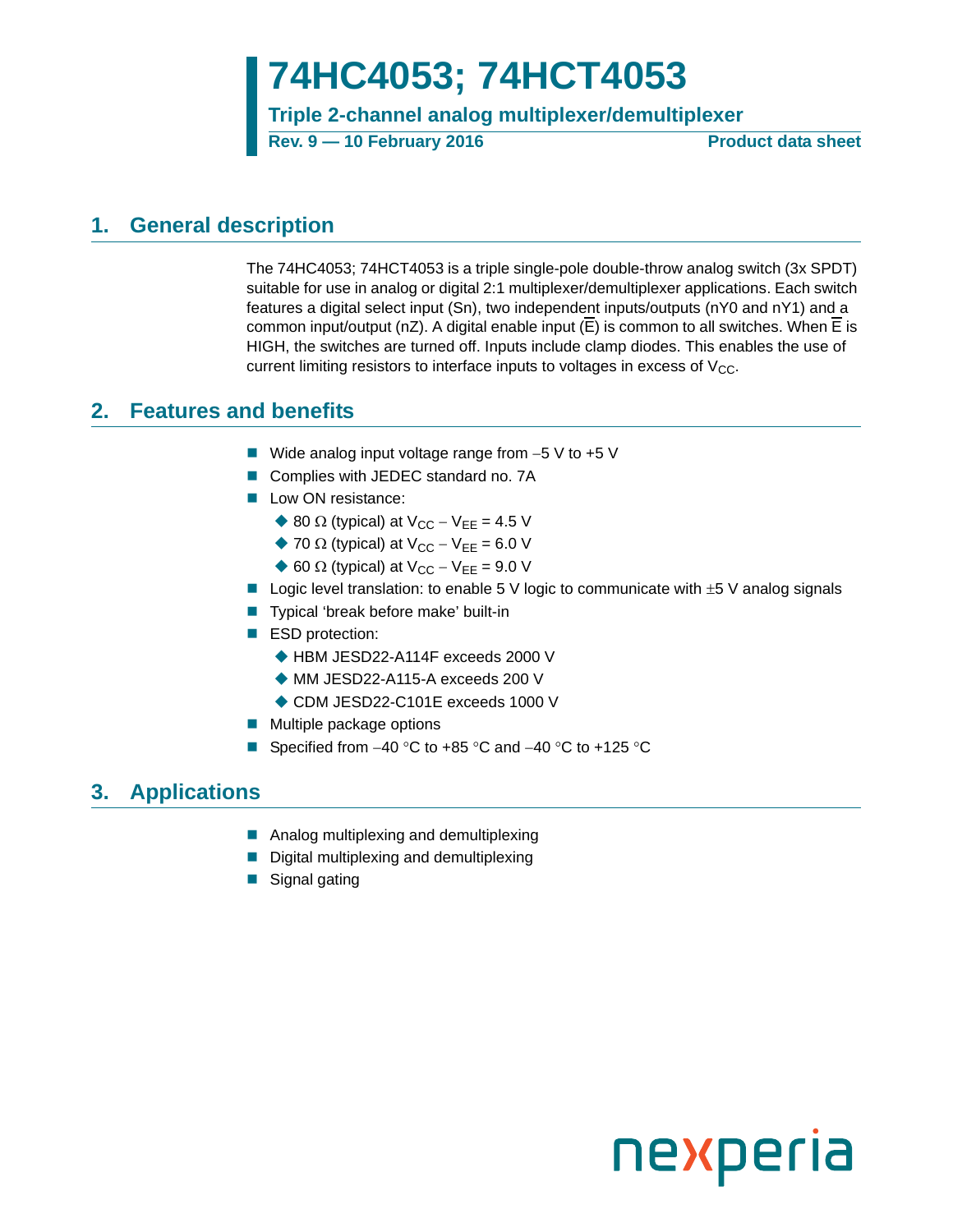# 74HC4053; 74HCT4053

**Triple 2-channel analog multiplexer/demultiplexer**

**Rev. 9 — 10 February 2016** **Product data sheet**

## 1. General description

The 74HC4053; 74HCT4053 is a triple single-pole double-throw analog switch (3x SPDT) suitable for use in analog or digital 2:1 multiplexer/demultiplexer applications. Each switch features a digital select input (Sn), two independent inputs/outputs (nY0 and nY1) and a common input/output (nZ). A digital enable input ($\overline{E}$) is common to all switches. When $\overline{E}$ is HIGH, the switches are turned off. Inputs include clamp diodes. This enables the use of current limiting resistors to interface inputs to voltages in excess of $V_{CC}$.

## 2. Features and benefits

- Wide analog input voltage range from −5 V to +5 V
- Complies with JEDEC standard no. 7A
- Low ON resistance:
  - 80 Ω (typical) at $V_{CC} - V_{EE} = 4.5$ V
  - 70 Ω (typical) at $V_{CC} - V_{EE} = 6.0$ V
  - 60 Ω (typical) at $V_{CC} - V_{EE} = 9.0$ V
- Logic level translation: to enable 5 V logic to communicate with ±5 V analog signals
- Typical 'break before make' built-in
- ESD protection:
  - HBM JESD22-A114F exceeds 2000 V
  - MM JESD22-A115-A exceeds 200 V
  - CDM JESD22-C101E exceeds 1000 V
- Multiple package options
- Specified from −40 °C to +85 °C and −40 °C to +125 °C

## 3. Applications

- Analog multiplexing and demultiplexing
- Digital multiplexing and demultiplexing
- Signal gating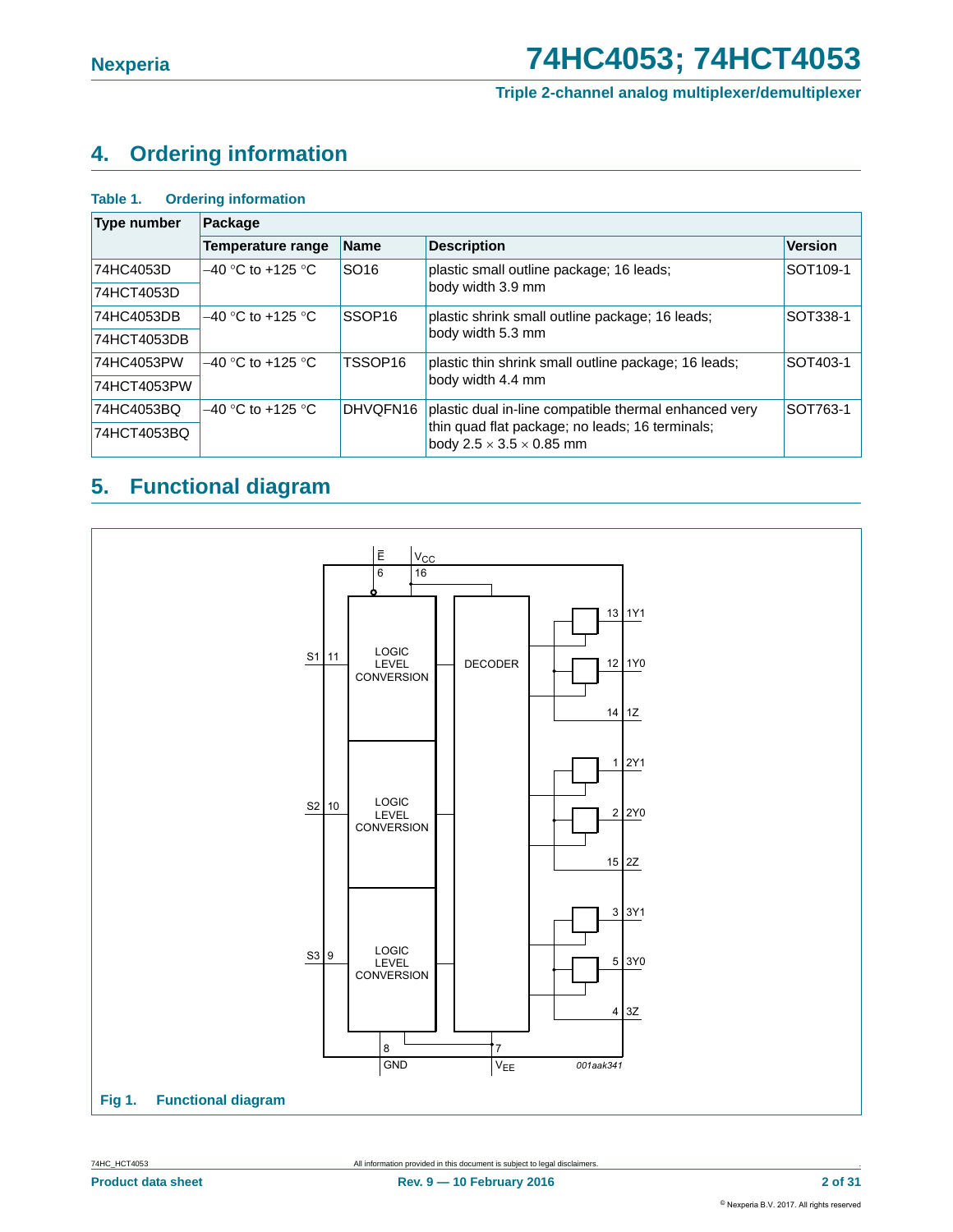## 4. Ordering information

**Table 1. Ordering information**

| Type number | Package | | | |
|---|---|---|---|---|
| | Temperature range | Name | Description | Version |
| 74HC4053D | −40 °C to +125 °C | SO16 | plastic small outline package; 16 leads; body width 3.9 mm | SOT109-1 |
| 74HCT4053D | | | | |
| 74HC4053DB | −40 °C to +125 °C | SSOP16 | plastic shrink small outline package; 16 leads; body width 5.3 mm | SOT338-1 |
| 74HCT4053DB | | | | |
| 74HC4053PW | −40 °C to +125 °C | TSSOP16 | plastic thin shrink small outline package; 16 leads; body width 4.4 mm | SOT403-1 |
| 74HCT4053PW | | | | |
| 74HC4053BQ | −40 °C to +125 °C | DHVQFN16 | plastic dual in-line compatible thermal enhanced very thin quad flat package; no leads; 16 terminals; body 2.5 × 3.5 × 0.85 mm | SOT763-1 |
| 74HCT4053BQ | | | | |

## 5. Functional diagram

**Fig 1. Functional diagram**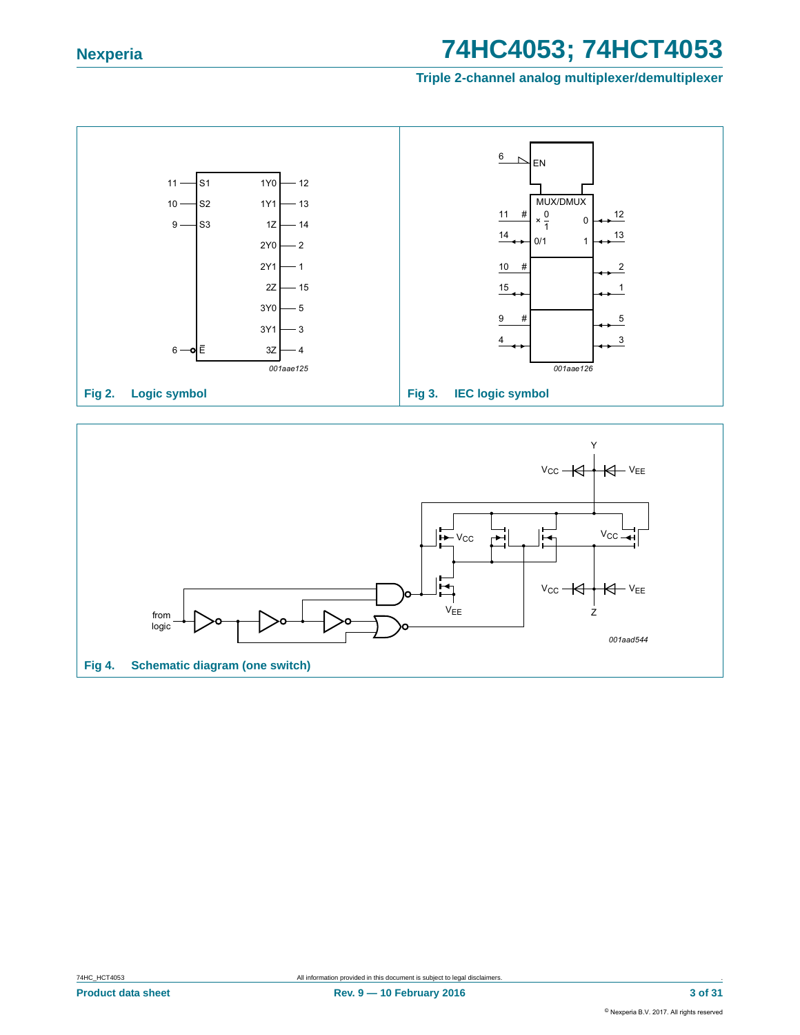Fig 2. Logic symbol

Fig 3. IEC logic symbol

Fig 4. Schematic diagram (one switch)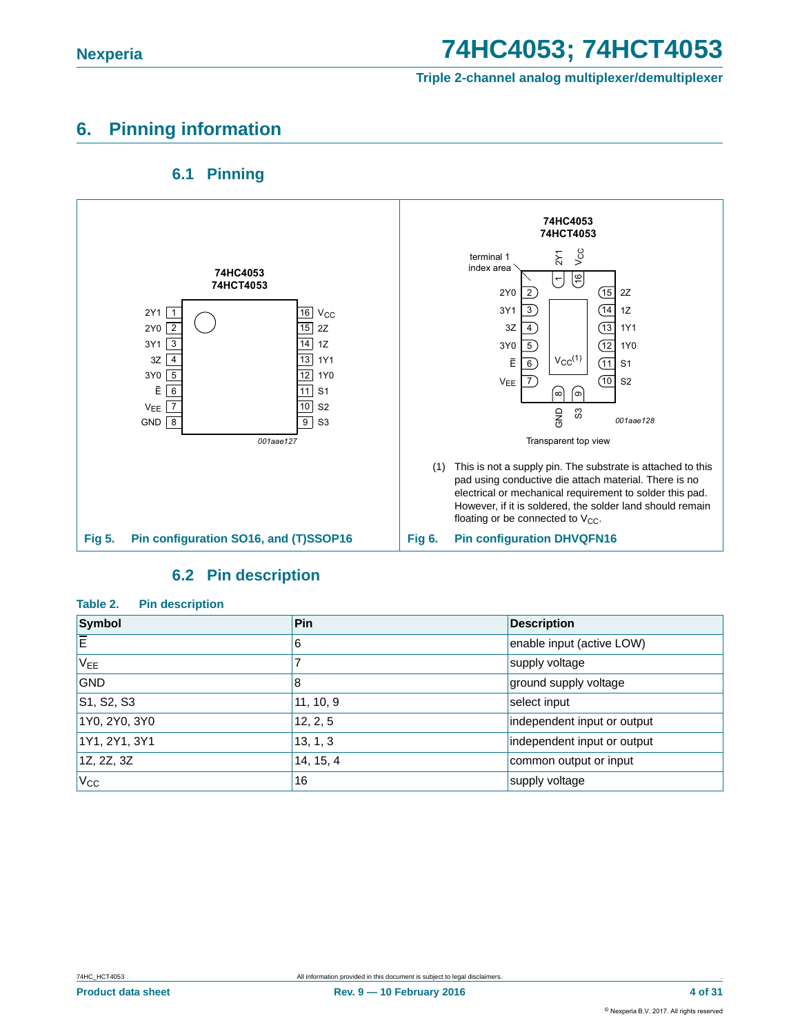## 6. Pinning information

### 6.1 Pinning

74HC4053
74HCT4053

| Symbol | Pin | Pin | Symbol |
|---|---|---|---|
| 2Y1 | 1 | 16 | $V_{CC}$ |
| 2Y0 | 2 | 15 | 2Z |
| 3Y1 | 3 | 14 | 1Z |
| 3Z | 4 | 13 | 1Y1 |
| 3Y0 | 5 | 12 | 1Y0 |
| $\overline{E}$ | 6 | 11 | S1 |
| $V_{EE}$ | 7 | 10 | S2 |
| GND | 8 | 9 | S3 |

001aae127

**Fig 5. Pin configuration SO16, and (T)SSOP16**

74HC4053
74HCT4053

terminal 1 index area

Left side: 2Y0 (2), 3Y1 (3), 3Z (4), 3Y0 (5), $\overline{E}$ (6), $V_{EE}$ (7)

Top: 2Y1 (1), $V_{CC}$ (16)

Right side: 2Z (15), 1Z (14), 1Y1 (13), 1Y0 (12), S1 (11), S2 (10)

Bottom: GND (8), S3 (9)

Center pad: $V_{CC}$(1)

001aae128

Transparent top view

(1) This is not a supply pin. The substrate is attached to this pad using conductive die attach material. There is no electrical or mechanical requirement to solder this pad. However, if it is soldered, the solder land should remain floating or be connected to $V_{CC}$.

**Fig 6. Pin configuration DHVQFN16**

### 6.2 Pin description

**Table 2. Pin description**

| Symbol | Pin | Description |
|---|---|---|
| $\overline{E}$ | 6 | enable input (active LOW) |
| $V_{EE}$ | 7 | supply voltage |
| GND | 8 | ground supply voltage |
| S1, S2, S3 | 11, 10, 9 | select input |
| 1Y0, 2Y0, 3Y0 | 12, 2, 5 | independent input or output |
| 1Y1, 2Y1, 3Y1 | 13, 1, 3 | independent input or output |
| 1Z, 2Z, 3Z | 14, 15, 4 | common output or input |
| $V_{CC}$ | 16 | supply voltage |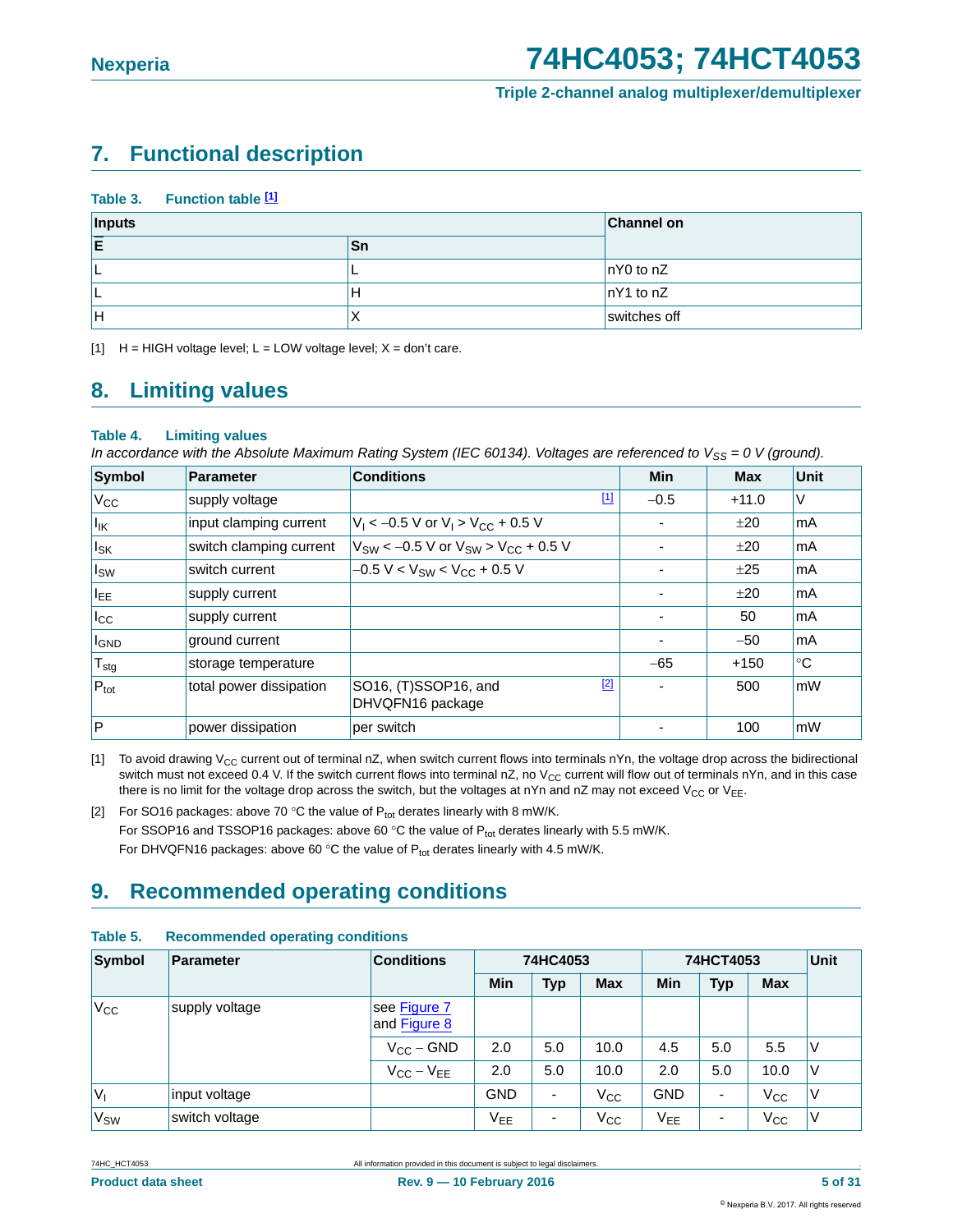## 7. Functional description

**Table 3. Function table [1]**

| Inputs | | Channel on |
|---|---|---|
| $\overline{E}$ | Sn | |
| L | L | nY0 to nZ |
| L | H | nY1 to nZ |
| H | X | switches off |

[1] H = HIGH voltage level; L = LOW voltage level; X = don't care.

## 8. Limiting values

**Table 4. Limiting values**

*In accordance with the Absolute Maximum Rating System (IEC 60134). Voltages are referenced to $V_{SS}$ = 0 V (ground).*

| Symbol | Parameter | Conditions | Min | Max | Unit |
|---|---|---|---|---|---|
| $V_{CC}$ | supply voltage | [1] | −0.5 | +11.0 | V |
| $I_{IK}$ | input clamping current | $V_I < -0.5$ V or $V_I > V_{CC} + 0.5$ V | - | ±20 | mA |
| $I_{SK}$ | switch clamping current | $V_{SW} < -0.5$ V or $V_{SW} > V_{CC} + 0.5$ V | - | ±20 | mA |
| $I_{SW}$ | switch current | $-0.5$ V $< V_{SW} < V_{CC} + 0.5$ V | - | ±25 | mA |
| $I_{EE}$ | supply current | | - | ±20 | mA |
| $I_{CC}$ | supply current | | - | 50 | mA |
| $I_{GND}$ | ground current | | - | −50 | mA |
| $T_{stg}$ | storage temperature | | −65 | +150 | °C |
| $P_{tot}$ | total power dissipation | SO16, (T)SSOP16, and DHVQFN16 package [2] | - | 500 | mW |
| P | power dissipation | per switch | - | 100 | mW |

[1] To avoid drawing $V_{CC}$ current out of terminal nZ, when switch current flows into terminals nYn, the voltage drop across the bidirectional switch must not exceed 0.4 V. If the switch current flows into terminal nZ, no $V_{CC}$ current will flow out of terminals nYn, and in this case there is no limit for the voltage drop across the switch, but the voltages at nYn and nZ may not exceed $V_{CC}$ or $V_{EE}$.

[2] For SO16 packages: above 70 °C the value of $P_{tot}$ derates linearly with 8 mW/K.
For SSOP16 and TSSOP16 packages: above 60 °C the value of $P_{tot}$ derates linearly with 5.5 mW/K.
For DHVQFN16 packages: above 60 °C the value of $P_{tot}$ derates linearly with 4.5 mW/K.

## 9. Recommended operating conditions

**Table 5. Recommended operating conditions**

| Symbol | Parameter | Conditions | 74HC4053 | | | 74HCT4053 | | | Unit |
|---|---|---|---|---|---|---|---|---|---|
| | | | Min | Typ | Max | Min | Typ | Max | |
| $V_{CC}$ | supply voltage | see Figure 7 and Figure 8 | | | | | | | |
| | | $V_{CC}$ − GND | 2.0 | 5.0 | 10.0 | 4.5 | 5.0 | 5.5 | V |
| | | $V_{CC}$ − $V_{EE}$ | 2.0 | 5.0 | 10.0 | 2.0 | 5.0 | 10.0 | V |
| $V_I$ | input voltage | | GND | - | $V_{CC}$ | GND | - | $V_{CC}$ | V |
| $V_{SW}$ | switch voltage | | $V_{EE}$ | - | $V_{CC}$ | $V_{EE}$ | - | $V_{CC}$ | V |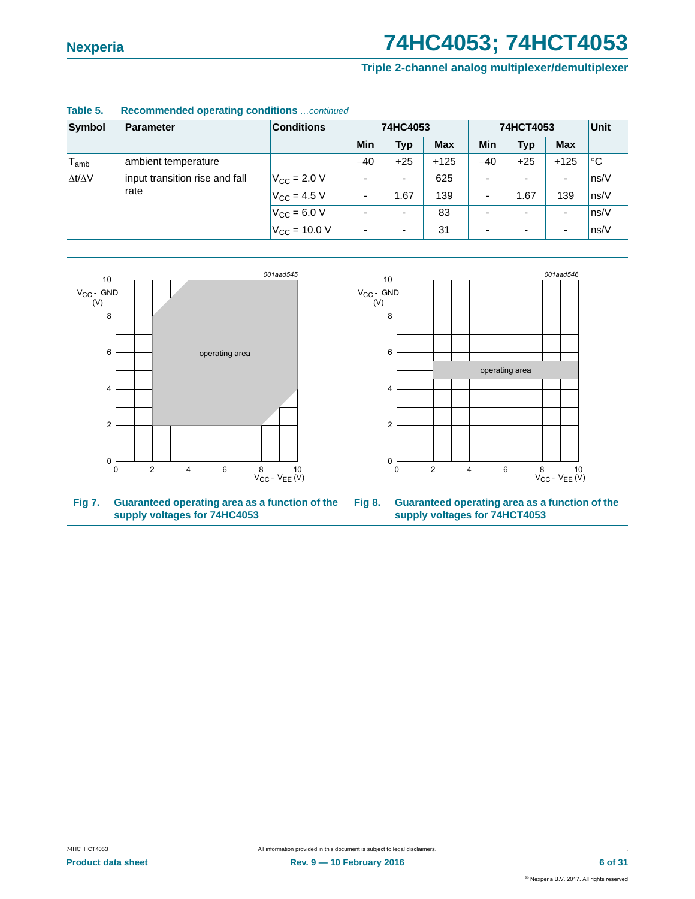**Table 5. Recommended operating conditions** *...continued*

| Symbol | Parameter | Conditions | 74HC4053 | | | 74HCT4053 | | | Unit |
|---|---|---|---|---|---|---|---|---|---|
| | | | Min | Typ | Max | Min | Typ | Max | |
| $T_{amb}$ | ambient temperature | | −40 | +25 | +125 | −40 | +25 | +125 | °C |
| $\Delta t/\Delta V$ | input transition rise and fall rate | $V_{CC}$ = 2.0 V | - | - | 625 | - | - | - | ns/V |
| | | $V_{CC}$ = 4.5 V | - | 1.67 | 139 | - | 1.67 | 139 | ns/V |
| | | $V_{CC}$ = 6.0 V | - | - | 83 | - | - | - | ns/V |
| | | $V_{CC}$ = 10.0 V | - | - | 31 | - | - | - | ns/V |

**Fig 7. Guaranteed operating area as a function of the supply voltages for 74HC4053**

**Fig 8. Guaranteed operating area as a function of the supply voltages for 74HCT4053**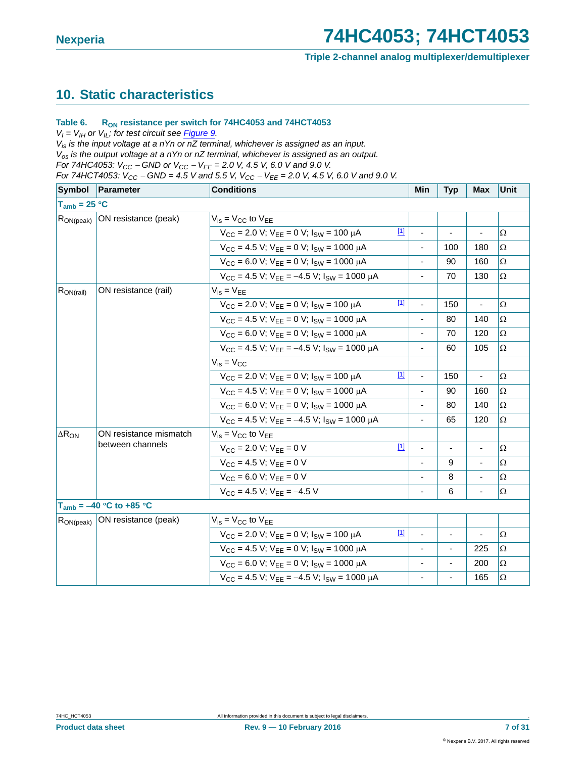## 10. Static characteristics

**Table 6. $R_{ON}$ resistance per switch for 74HC4053 and 74HCT4053**

*$V_I = V_{IH}$ or $V_{IL}$; for test circuit see Figure 9.*
*$V_{is}$ is the input voltage at a nYn or nZ terminal, whichever is assigned as an input.*
*$V_{os}$ is the output voltage at a nYn or nZ terminal, whichever is assigned as an output.*
*For 74HC4053: $V_{CC}$ − GND or $V_{CC}$ − $V_{EE}$ = 2.0 V, 4.5 V, 6.0 V and 9.0 V.*
*For 74HCT4053: $V_{CC}$ − GND = 4.5 V and 5.5 V, $V_{CC}$ − $V_{EE}$ = 2.0 V, 4.5 V, 6.0 V and 9.0 V.*

| Symbol | Parameter | Conditions | Min | Typ | Max | Unit |
|---|---|---|---|---|---|---|
| **$T_{amb}$ = 25 °C** | | | | | | |
| $R_{ON(peak)}$ | ON resistance (peak) | $V_{is}$ = $V_{CC}$ to $V_{EE}$ | | | | |
| | | $V_{CC}$ = 2.0 V; $V_{EE}$ = 0 V; $I_{SW}$ = 100 μA [1] | - | - | - | Ω |
| | | $V_{CC}$ = 4.5 V; $V_{EE}$ = 0 V; $I_{SW}$ = 1000 μA | - | 100 | 180 | Ω |
| | | $V_{CC}$ = 6.0 V; $V_{EE}$ = 0 V; $I_{SW}$ = 1000 μA | - | 90 | 160 | Ω |
| | | $V_{CC}$ = 4.5 V; $V_{EE}$ = −4.5 V; $I_{SW}$ = 1000 μA | - | 70 | 130 | Ω |
| $R_{ON(rail)}$ | ON resistance (rail) | $V_{is}$ = $V_{EE}$ | | | | |
| | | $V_{CC}$ = 2.0 V; $V_{EE}$ = 0 V; $I_{SW}$ = 100 μA [1] | - | 150 | - | Ω |
| | | $V_{CC}$ = 4.5 V; $V_{EE}$ = 0 V; $I_{SW}$ = 1000 μA | - | 80 | 140 | Ω |
| | | $V_{CC}$ = 6.0 V; $V_{EE}$ = 0 V; $I_{SW}$ = 1000 μA | - | 70 | 120 | Ω |
| | | $V_{CC}$ = 4.5 V; $V_{EE}$ = −4.5 V; $I_{SW}$ = 1000 μA | - | 60 | 105 | Ω |
| | | $V_{is}$ = $V_{CC}$ | | | | |
| | | $V_{CC}$ = 2.0 V; $V_{EE}$ = 0 V; $I_{SW}$ = 100 μA [1] | - | 150 | - | Ω |
| | | $V_{CC}$ = 4.5 V; $V_{EE}$ = 0 V; $I_{SW}$ = 1000 μA | - | 90 | 160 | Ω |
| | | $V_{CC}$ = 6.0 V; $V_{EE}$ = 0 V; $I_{SW}$ = 1000 μA | - | 80 | 140 | Ω |
| | | $V_{CC}$ = 4.5 V; $V_{EE}$ = −4.5 V; $I_{SW}$ = 1000 μA | - | 65 | 120 | Ω |
| $\Delta R_{ON}$ | ON resistance mismatch between channels | $V_{is}$ = $V_{CC}$ to $V_{EE}$ | | | | |
| | | $V_{CC}$ = 2.0 V; $V_{EE}$ = 0 V [1] | - | - | - | Ω |
| | | $V_{CC}$ = 4.5 V; $V_{EE}$ = 0 V | - | 9 | - | Ω |
| | | $V_{CC}$ = 6.0 V; $V_{EE}$ = 0 V | - | 8 | - | Ω |
| | | $V_{CC}$ = 4.5 V; $V_{EE}$ = −4.5 V | - | 6 | - | Ω |
| **$T_{amb}$ = −40 °C to +85 °C** | | | | | | |
| $R_{ON(peak)}$ | ON resistance (peak) | $V_{is}$ = $V_{CC}$ to $V_{EE}$ | | | | |
| | | $V_{CC}$ = 2.0 V; $V_{EE}$ = 0 V; $I_{SW}$ = 100 μA [1] | - | - | - | Ω |
| | | $V_{CC}$ = 4.5 V; $V_{EE}$ = 0 V; $I_{SW}$ = 1000 μA | - | - | 225 | Ω |
| | | $V_{CC}$ = 6.0 V; $V_{EE}$ = 0 V; $I_{SW}$ = 1000 μA | - | - | 200 | Ω |
| | | $V_{CC}$ = 4.5 V; $V_{EE}$ = −4.5 V; $I_{SW}$ = 1000 μA | - | - | 165 | Ω |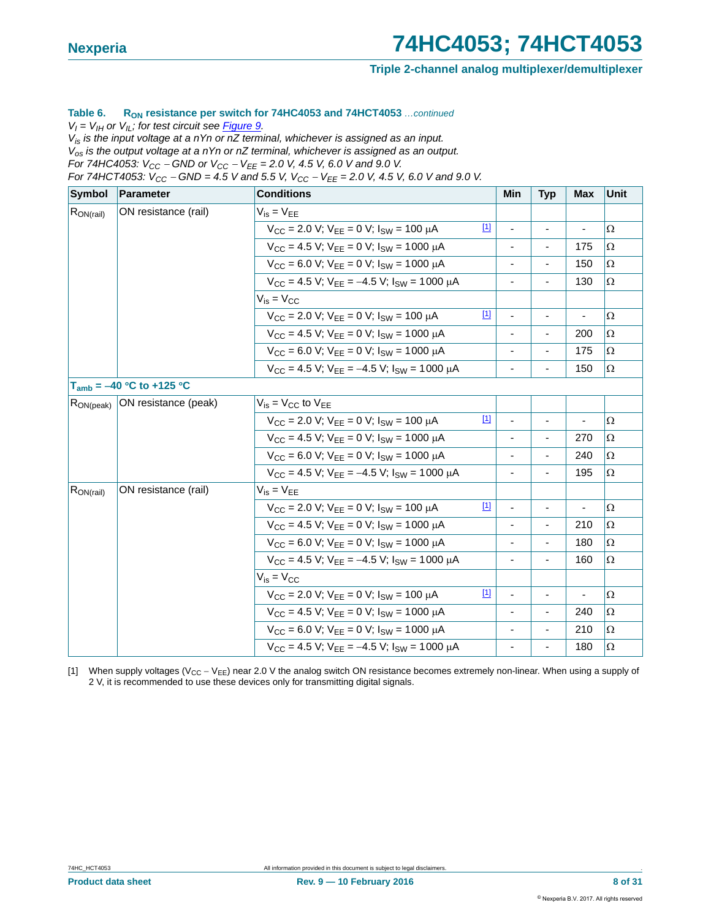**Table 6. $R_{ON}$ resistance per switch for 74HC4053 and 74HCT4053** *...continued*

*$V_I = V_{IH}$ or $V_{IL}$; for test circuit see Figure 9.*
*$V_{is}$ is the input voltage at a nYn or nZ terminal, whichever is assigned as an input.*
*$V_{os}$ is the output voltage at a nYn or nZ terminal, whichever is assigned as an output.*
*For 74HC4053: $V_{CC}$ − GND or $V_{CC}$ − $V_{EE}$ = 2.0 V, 4.5 V, 6.0 V and 9.0 V.*
*For 74HCT4053: $V_{CC}$ − GND = 4.5 V and 5.5 V, $V_{CC}$ − $V_{EE}$ = 2.0 V, 4.5 V, 6.0 V and 9.0 V.*

| Symbol | Parameter | Conditions | Min | Typ | Max | Unit |
|---|---|---|---|---|---|---|
| $R_{ON(rail)}$ | ON resistance (rail) | $V_{is} = V_{EE}$ | | | | |
| | | $V_{CC}$ = 2.0 V; $V_{EE}$ = 0 V; $I_{SW}$ = 100 μA [1] | - | - | - | Ω |
| | | $V_{CC}$ = 4.5 V; $V_{EE}$ = 0 V; $I_{SW}$ = 1000 μA | - | - | 175 | Ω |
| | | $V_{CC}$ = 6.0 V; $V_{EE}$ = 0 V; $I_{SW}$ = 1000 μA | - | - | 150 | Ω |
| | | $V_{CC}$ = 4.5 V; $V_{EE}$ = −4.5 V; $I_{SW}$ = 1000 μA | - | - | 130 | Ω |
| | | $V_{is} = V_{CC}$ | | | | |
| | | $V_{CC}$ = 2.0 V; $V_{EE}$ = 0 V; $I_{SW}$ = 100 μA [1] | - | - | - | Ω |
| | | $V_{CC}$ = 4.5 V; $V_{EE}$ = 0 V; $I_{SW}$ = 1000 μA | - | - | 200 | Ω |
| | | $V_{CC}$ = 6.0 V; $V_{EE}$ = 0 V; $I_{SW}$ = 1000 μA | - | - | 175 | Ω |
| | | $V_{CC}$ = 4.5 V; $V_{EE}$ = −4.5 V; $I_{SW}$ = 1000 μA | - | - | 150 | Ω |
| **$T_{amb}$ = −40 °C to +125 °C** | | | | | | |
| $R_{ON(peak)}$ | ON resistance (peak) | $V_{is} = V_{CC}$ to $V_{EE}$ | | | | |
| | | $V_{CC}$ = 2.0 V; $V_{EE}$ = 0 V; $I_{SW}$ = 100 μA [1] | - | - | - | Ω |
| | | $V_{CC}$ = 4.5 V; $V_{EE}$ = 0 V; $I_{SW}$ = 1000 μA | - | - | 270 | Ω |
| | | $V_{CC}$ = 6.0 V; $V_{EE}$ = 0 V; $I_{SW}$ = 1000 μA | - | - | 240 | Ω |
| | | $V_{CC}$ = 4.5 V; $V_{EE}$ = −4.5 V; $I_{SW}$ = 1000 μA | - | - | 195 | Ω |
| $R_{ON(rail)}$ | ON resistance (rail) | $V_{is} = V_{EE}$ | | | | |
| | | $V_{CC}$ = 2.0 V; $V_{EE}$ = 0 V; $I_{SW}$ = 100 μA [1] | - | - | - | Ω |
| | | $V_{CC}$ = 4.5 V; $V_{EE}$ = 0 V; $I_{SW}$ = 1000 μA | - | - | 210 | Ω |
| | | $V_{CC}$ = 6.0 V; $V_{EE}$ = 0 V; $I_{SW}$ = 1000 μA | - | - | 180 | Ω |
| | | $V_{CC}$ = 4.5 V; $V_{EE}$ = −4.5 V; $I_{SW}$ = 1000 μA | - | - | 160 | Ω |
| | | $V_{is} = V_{CC}$ | | | | |
| | | $V_{CC}$ = 2.0 V; $V_{EE}$ = 0 V; $I_{SW}$ = 100 μA [1] | - | - | - | Ω |
| | | $V_{CC}$ = 4.5 V; $V_{EE}$ = 0 V; $I_{SW}$ = 1000 μA | - | - | 240 | Ω |
| | | $V_{CC}$ = 6.0 V; $V_{EE}$ = 0 V; $I_{SW}$ = 1000 μA | - | - | 210 | Ω |
| | | $V_{CC}$ = 4.5 V; $V_{EE}$ = −4.5 V; $I_{SW}$ = 1000 μA | - | - | 180 | Ω |

[1] When supply voltages ($V_{CC}$ − $V_{EE}$) near 2.0 V the analog switch ON resistance becomes extremely non-linear. When using a supply of 2 V, it is recommended to use these devices only for transmitting digital signals.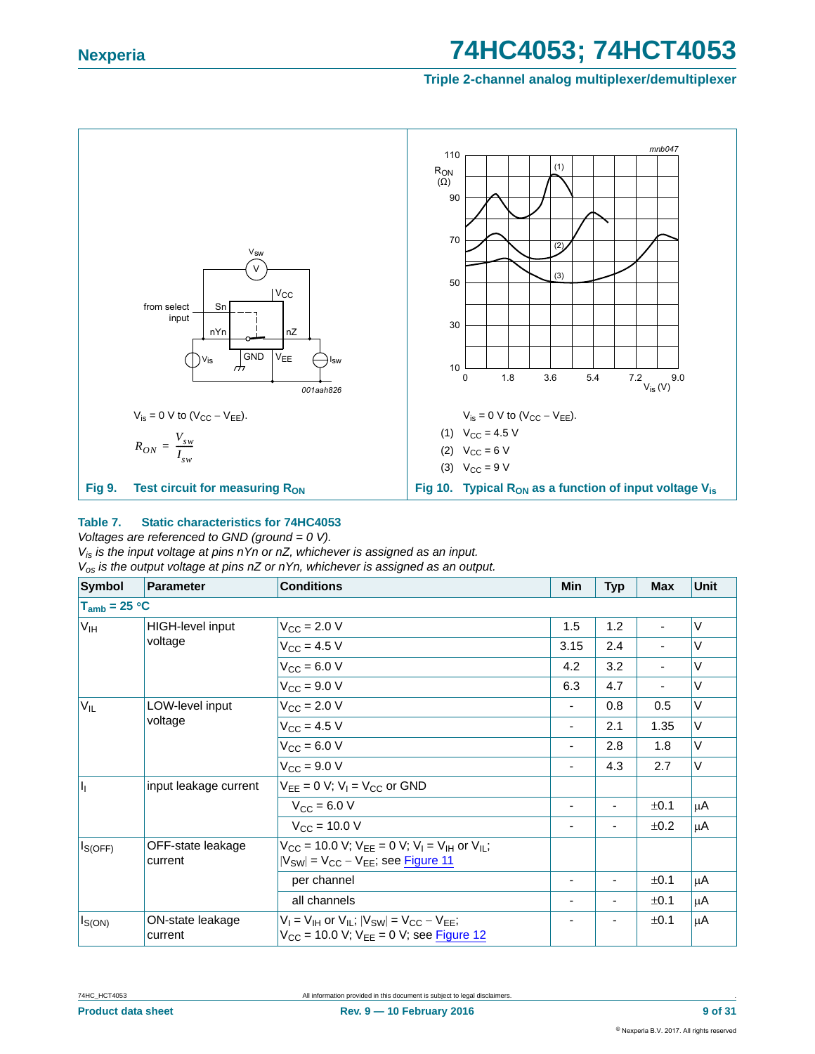$V_{is}$ = 0 V to ($V_{CC}$ − $V_{EE}$).

$$R_{ON} = \frac{V_{sw}}{I_{sw}}$$

**Fig 9. Test circuit for measuring $R_{ON}$**

$V_{is}$ = 0 V to ($V_{CC}$ − $V_{EE}$).

(1) $V_{CC}$ = 4.5 V

(2) $V_{CC}$ = 6 V

(3) $V_{CC}$ = 9 V

**Fig 10. Typical $R_{ON}$ as a function of input voltage $V_{is}$**

### Table 7. Static characteristics for 74HC4053

*Voltages are referenced to GND (ground = 0 V).*
*$V_{is}$ is the input voltage at pins nYn or nZ, whichever is assigned as an input.*
*$V_{os}$ is the output voltage at pins nZ or nYn, whichever is assigned as an output.*

| Symbol | Parameter | Conditions | Min | Typ | Max | Unit |
|---|---|---|---|---|---|---|
| **$T_{amb}$ = 25 °C** | | | | | | |
| $V_{IH}$ | HIGH-level input voltage | $V_{CC}$ = 2.0 V | 1.5 | 1.2 | - | V |
| | | $V_{CC}$ = 4.5 V | 3.15 | 2.4 | - | V |
| | | $V_{CC}$ = 6.0 V | 4.2 | 3.2 | - | V |
| | | $V_{CC}$ = 9.0 V | 6.3 | 4.7 | - | V |
| $V_{IL}$ | LOW-level input voltage | $V_{CC}$ = 2.0 V | - | 0.8 | 0.5 | V |
| | | $V_{CC}$ = 4.5 V | - | 2.1 | 1.35 | V |
| | | $V_{CC}$ = 6.0 V | - | 2.8 | 1.8 | V |
| | | $V_{CC}$ = 9.0 V | - | 4.3 | 2.7 | V |
| $I_I$ | input leakage current | $V_{EE}$ = 0 V; $V_I$ = $V_{CC}$ or GND | | | | |
| | | $V_{CC}$ = 6.0 V | - | - | ±0.1 | μA |
| | | $V_{CC}$ = 10.0 V | - | - | ±0.2 | μA |
| $I_{S(OFF)}$ | OFF-state leakage current | $V_{CC}$ = 10.0 V; $V_{EE}$ = 0 V; $V_I$ = $V_{IH}$ or $V_{IL}$; $\lvert V_{SW}\rvert$ = $V_{CC}$ − $V_{EE}$; see Figure 11 | | | | |
| | | per channel | - | - | ±0.1 | μA |
| | | all channels | - | - | ±0.1 | μA |
| $I_{S(ON)}$ | ON-state leakage current | $V_I$ = $V_{IH}$ or $V_{IL}$; $\lvert V_{SW}\rvert$ = $V_{CC}$ − $V_{EE}$; $V_{CC}$ = 10.0 V; $V_{EE}$ = 0 V; see Figure 12 | - | - | ±0.1 | μA |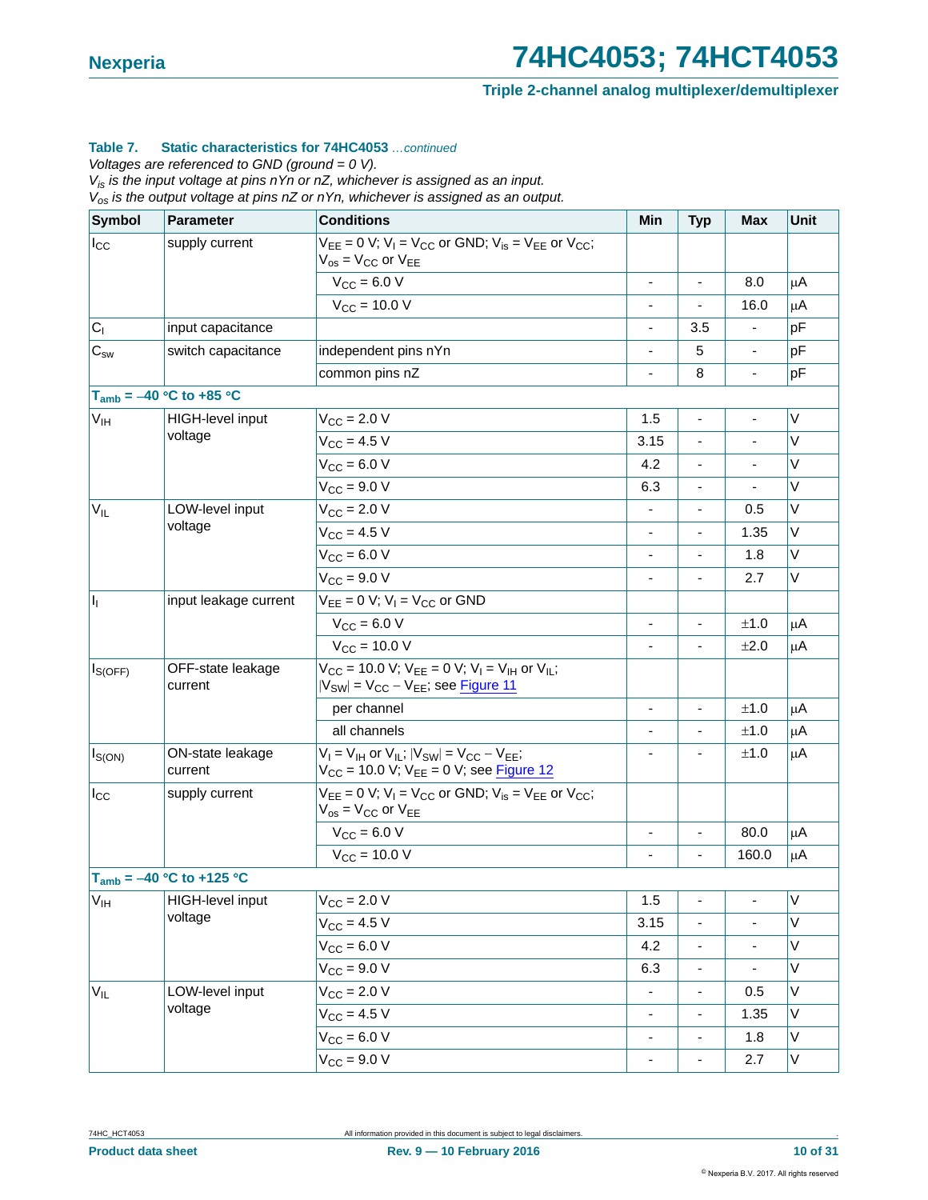**Table 7. Static characteristics for 74HC4053** *…continued*

*Voltages are referenced to GND (ground = 0 V).*

*$V_{is}$ is the input voltage at pins nYn or nZ, whichever is assigned as an input.*

*$V_{os}$ is the output voltage at pins nZ or nYn, whichever is assigned as an output.*

| Symbol | Parameter | Conditions | Min | Typ | Max | Unit |
|---|---|---|---|---|---|---|
| $I_{CC}$ | supply current | $V_{EE}$ = 0 V; $V_I$ = $V_{CC}$ or GND; $V_{is}$ = $V_{EE}$ or $V_{CC}$; $V_{os}$ = $V_{CC}$ or $V_{EE}$ | | | | |
| | | $V_{CC}$ = 6.0 V | - | - | 8.0 | μA |
| | | $V_{CC}$ = 10.0 V | - | - | 16.0 | μA |
| $C_I$ | input capacitance | | - | 3.5 | - | pF |
| $C_{sw}$ | switch capacitance | independent pins nYn | - | 5 | - | pF |
| | | common pins nZ | - | 8 | - | pF |
| **$T_{amb}$ = −40 °C to +85 °C** | | | | | | |
| $V_{IH}$ | HIGH-level input voltage | $V_{CC}$ = 2.0 V | 1.5 | - | - | V |
| | | $V_{CC}$ = 4.5 V | 3.15 | - | - | V |
| | | $V_{CC}$ = 6.0 V | 4.2 | - | - | V |
| | | $V_{CC}$ = 9.0 V | 6.3 | - | - | V |
| $V_{IL}$ | LOW-level input voltage | $V_{CC}$ = 2.0 V | - | - | 0.5 | V |
| | | $V_{CC}$ = 4.5 V | - | - | 1.35 | V |
| | | $V_{CC}$ = 6.0 V | - | - | 1.8 | V |
| | | $V_{CC}$ = 9.0 V | - | - | 2.7 | V |
| $I_I$ | input leakage current | $V_{EE}$ = 0 V; $V_I$ = $V_{CC}$ or GND | | | | |
| | | $V_{CC}$ = 6.0 V | - | - | ±1.0 | μA |
| | | $V_{CC}$ = 10.0 V | - | - | ±2.0 | μA |
| $I_{S(OFF)}$ | OFF-state leakage current | $V_{CC}$ = 10.0 V; $V_{EE}$ = 0 V; $V_I$ = $V_{IH}$ or $V_{IL}$; $\|V_{SW}\|$ = $V_{CC}$ − $V_{EE}$; see Figure 11 | | | | |
| | | per channel | - | - | ±1.0 | μA |
| | | all channels | - | - | ±1.0 | μA |
| $I_{S(ON)}$ | ON-state leakage current | $V_I$ = $V_{IH}$ or $V_{IL}$; $\|V_{SW}\|$ = $V_{CC}$ − $V_{EE}$; $V_{CC}$ = 10.0 V; $V_{EE}$ = 0 V; see Figure 12 | - | - | ±1.0 | μA |
| $I_{CC}$ | supply current | $V_{EE}$ = 0 V; $V_I$ = $V_{CC}$ or GND; $V_{is}$ = $V_{EE}$ or $V_{CC}$; $V_{os}$ = $V_{CC}$ or $V_{EE}$ | | | | |
| | | $V_{CC}$ = 6.0 V | - | - | 80.0 | μA |
| | | $V_{CC}$ = 10.0 V | - | - | 160.0 | μA |
| **$T_{amb}$ = −40 °C to +125 °C** | | | | | | |
| $V_{IH}$ | HIGH-level input voltage | $V_{CC}$ = 2.0 V | 1.5 | - | - | V |
| | | $V_{CC}$ = 4.5 V | 3.15 | - | - | V |
| | | $V_{CC}$ = 6.0 V | 4.2 | - | - | V |
| | | $V_{CC}$ = 9.0 V | 6.3 | - | - | V |
| $V_{IL}$ | LOW-level input voltage | $V_{CC}$ = 2.0 V | - | - | 0.5 | V |
| | | $V_{CC}$ = 4.5 V | - | - | 1.35 | V |
| | | $V_{CC}$ = 6.0 V | - | - | 1.8 | V |
| | | $V_{CC}$ = 9.0 V | - | - | 2.7 | V |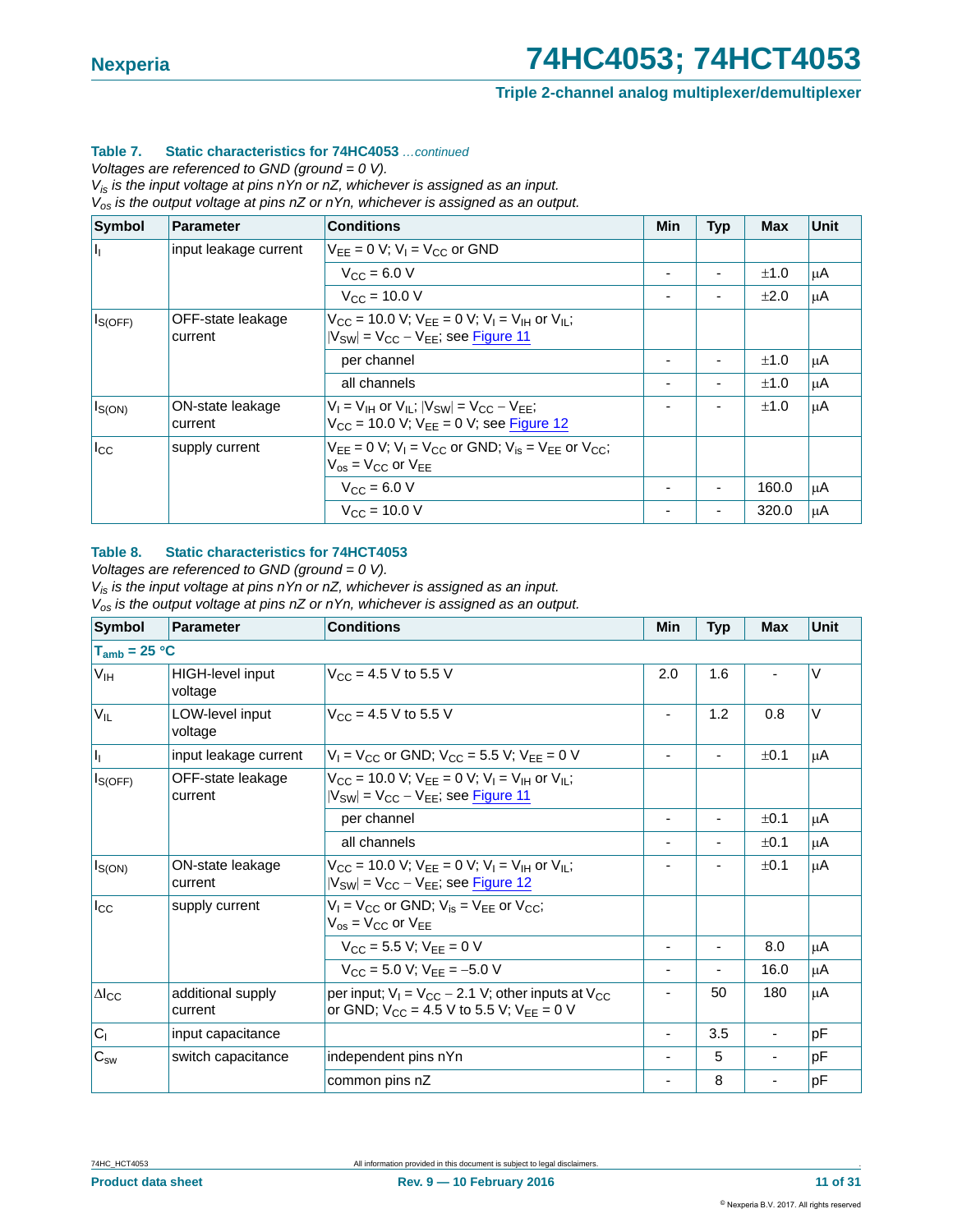**Table 7. Static characteristics for 74HC4053** *...continued*

*Voltages are referenced to GND (ground = 0 V).*

*$V_{is}$ is the input voltage at pins nYn or nZ, whichever is assigned as an input.*

*$V_{os}$ is the output voltage at pins nZ or nYn, whichever is assigned as an output.*

| Symbol | Parameter | Conditions | Min | Typ | Max | Unit |
|---|---|---|---|---|---|---|
| $I_I$ | input leakage current | $V_{EE}$ = 0 V; $V_I$ = $V_{CC}$ or GND | | | | |
| | | $V_{CC}$ = 6.0 V | - | - | ±1.0 | μA |
| | | $V_{CC}$ = 10.0 V | - | - | ±2.0 | μA |
| $I_{S(OFF)}$ | OFF-state leakage current | $V_{CC}$ = 10.0 V; $V_{EE}$ = 0 V; $V_I$ = $V_{IH}$ or $V_{IL}$; $\|V_{SW}\|$ = $V_{CC}$ − $V_{EE}$; see Figure 11 | | | | |
| | | per channel | - | - | ±1.0 | μA |
| | | all channels | - | - | ±1.0 | μA |
| $I_{S(ON)}$ | ON-state leakage current | $V_I$ = $V_{IH}$ or $V_{IL}$; $\|V_{SW}\|$ = $V_{CC}$ − $V_{EE}$; $V_{CC}$ = 10.0 V; $V_{EE}$ = 0 V; see Figure 12 | - | - | ±1.0 | μA |
| $I_{CC}$ | supply current | $V_{EE}$ = 0 V; $V_I$ = $V_{CC}$ or GND; $V_{is}$ = $V_{EE}$ or $V_{CC}$; $V_{os}$ = $V_{CC}$ or $V_{EE}$ | | | | |
| | | $V_{CC}$ = 6.0 V | - | - | 160.0 | μA |
| | | $V_{CC}$ = 10.0 V | - | - | 320.0 | μA |

**Table 8. Static characteristics for 74HCT4053**

*Voltages are referenced to GND (ground = 0 V).*

*$V_{is}$ is the input voltage at pins nYn or nZ, whichever is assigned as an input.*

*$V_{os}$ is the output voltage at pins nZ or nYn, whichever is assigned as an output.*

| Symbol | Parameter | Conditions | Min | Typ | Max | Unit |
|---|---|---|---|---|---|---|
| **$T_{amb}$ = 25 °C** | | | | | | |
| $V_{IH}$ | HIGH-level input voltage | $V_{CC}$ = 4.5 V to 5.5 V | 2.0 | 1.6 | - | V |
| $V_{IL}$ | LOW-level input voltage | $V_{CC}$ = 4.5 V to 5.5 V | - | 1.2 | 0.8 | V |
| $I_I$ | input leakage current | $V_I$ = $V_{CC}$ or GND; $V_{CC}$ = 5.5 V; $V_{EE}$ = 0 V | - | - | ±0.1 | μA |
| $I_{S(OFF)}$ | OFF-state leakage current | $V_{CC}$ = 10.0 V; $V_{EE}$ = 0 V; $V_I$ = $V_{IH}$ or $V_{IL}$; $\|V_{SW}\|$ = $V_{CC}$ − $V_{EE}$; see Figure 11 | | | | |
| | | per channel | - | - | ±0.1 | μA |
| | | all channels | - | - | ±0.1 | μA |
| $I_{S(ON)}$ | ON-state leakage current | $V_{CC}$ = 10.0 V; $V_{EE}$ = 0 V; $V_I$ = $V_{IH}$ or $V_{IL}$; $\|V_{SW}\|$ = $V_{CC}$ − $V_{EE}$; see Figure 12 | - | - | ±0.1 | μA |
| $I_{CC}$ | supply current | $V_I$ = $V_{CC}$ or GND; $V_{is}$ = $V_{EE}$ or $V_{CC}$; $V_{os}$ = $V_{CC}$ or $V_{EE}$ | | | | |
| | | $V_{CC}$ = 5.5 V; $V_{EE}$ = 0 V | - | - | 8.0 | μA |
| | | $V_{CC}$ = 5.0 V; $V_{EE}$ = −5.0 V | - | - | 16.0 | μA |
| $\Delta I_{CC}$ | additional supply current | per input; $V_I$ = $V_{CC}$ − 2.1 V; other inputs at $V_{CC}$ or GND; $V_{CC}$ = 4.5 V to 5.5 V; $V_{EE}$ = 0 V | - | 50 | 180 | μA |
| $C_I$ | input capacitance | | - | 3.5 | - | pF |
| $C_{sw}$ | switch capacitance | independent pins nYn | - | 5 | - | pF |
| | | common pins nZ | - | 8 | - | pF |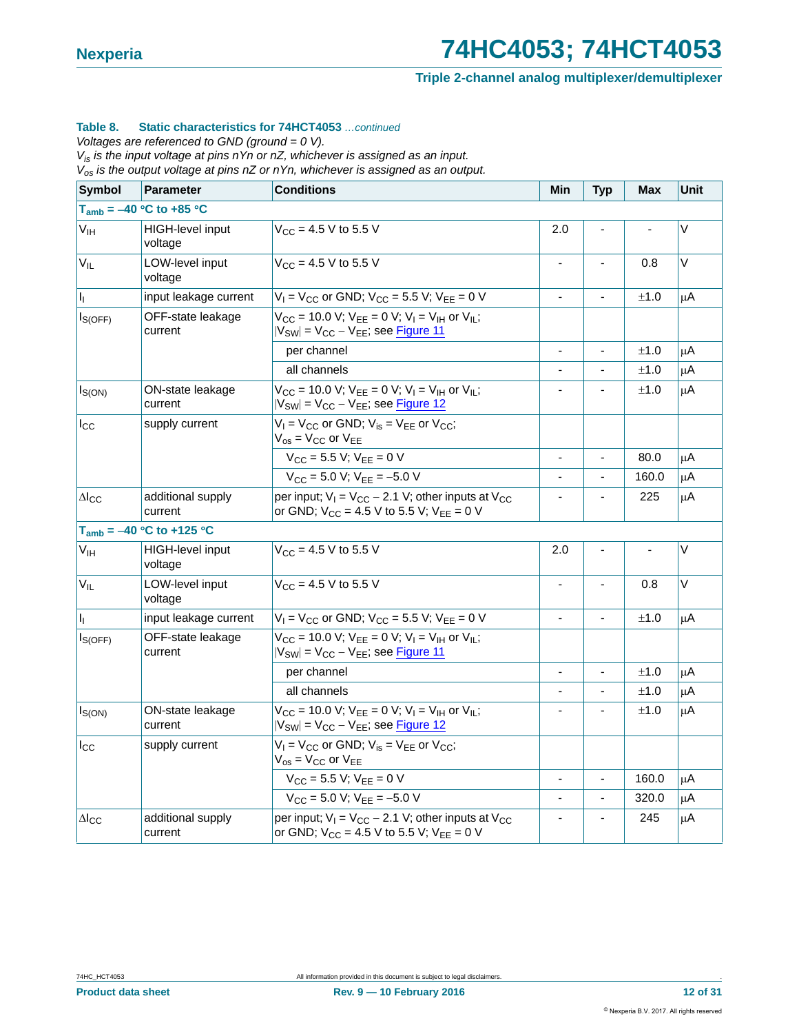**Table 8. Static characteristics for 74HCT4053** *...continued*

*Voltages are referenced to GND (ground = 0 V).*

*$V_{is}$ is the input voltage at pins nYn or nZ, whichever is assigned as an input.*

*$V_{os}$ is the output voltage at pins nZ or nYn, whichever is assigned as an output.*

| Symbol | Parameter | Conditions | Min | Typ | Max | Unit |
|---|---|---|---|---|---|---|
| **$T_{amb}$ = –40 °C to +85 °C** | | | | | | |
| $V_{IH}$ | HIGH-level input voltage | $V_{CC}$ = 4.5 V to 5.5 V | 2.0 | - | - | V |
| $V_{IL}$ | LOW-level input voltage | $V_{CC}$ = 4.5 V to 5.5 V | - | - | 0.8 | V |
| $I_I$ | input leakage current | $V_I = V_{CC}$ or GND; $V_{CC}$ = 5.5 V; $V_{EE}$ = 0 V | - | - | ±1.0 | μA |
| $I_{S(OFF)}$ | OFF-state leakage current | $V_{CC}$ = 10.0 V; $V_{EE}$ = 0 V; $V_I = V_{IH}$ or $V_{IL}$; $\|V_{SW}\| = V_{CC} - V_{EE}$; see Figure 11 | | | | |
| | | per channel | - | - | ±1.0 | μA |
| | | all channels | - | - | ±1.0 | μA |
| $I_{S(ON)}$ | ON-state leakage current | $V_{CC}$ = 10.0 V; $V_{EE}$ = 0 V; $V_I = V_{IH}$ or $V_{IL}$; $\|V_{SW}\| = V_{CC} - V_{EE}$; see Figure 12 | - | - | ±1.0 | μA |
| $I_{CC}$ | supply current | $V_I = V_{CC}$ or GND; $V_{is} = V_{EE}$ or $V_{CC}$; $V_{os} = V_{CC}$ or $V_{EE}$ | | | | |
| | | $V_{CC}$ = 5.5 V; $V_{EE}$ = 0 V | - | - | 80.0 | μA |
| | | $V_{CC}$ = 5.0 V; $V_{EE}$ = –5.0 V | - | - | 160.0 | μA |
| $\Delta I_{CC}$ | additional supply current | per input; $V_I = V_{CC} - 2.1$ V; other inputs at $V_{CC}$ or GND; $V_{CC}$ = 4.5 V to 5.5 V; $V_{EE}$ = 0 V | - | - | 225 | μA |
| **$T_{amb}$ = –40 °C to +125 °C** | | | | | | |
| $V_{IH}$ | HIGH-level input voltage | $V_{CC}$ = 4.5 V to 5.5 V | 2.0 | - | - | V |
| $V_{IL}$ | LOW-level input voltage | $V_{CC}$ = 4.5 V to 5.5 V | - | - | 0.8 | V |
| $I_I$ | input leakage current | $V_I = V_{CC}$ or GND; $V_{CC}$ = 5.5 V; $V_{EE}$ = 0 V | - | - | ±1.0 | μA |
| $I_{S(OFF)}$ | OFF-state leakage current | $V_{CC}$ = 10.0 V; $V_{EE}$ = 0 V; $V_I = V_{IH}$ or $V_{IL}$; $\|V_{SW}\| = V_{CC} - V_{EE}$; see Figure 11 | | | | |
| | | per channel | - | - | ±1.0 | μA |
| | | all channels | - | - | ±1.0 | μA |
| $I_{S(ON)}$ | ON-state leakage current | $V_{CC}$ = 10.0 V; $V_{EE}$ = 0 V; $V_I = V_{IH}$ or $V_{IL}$; $\|V_{SW}\| = V_{CC} - V_{EE}$; see Figure 12 | - | - | ±1.0 | μA |
| $I_{CC}$ | supply current | $V_I = V_{CC}$ or GND; $V_{is} = V_{EE}$ or $V_{CC}$; $V_{os} = V_{CC}$ or $V_{EE}$ | | | | |
| | | $V_{CC}$ = 5.5 V; $V_{EE}$ = 0 V | - | - | 160.0 | μA |
| | | $V_{CC}$ = 5.0 V; $V_{EE}$ = –5.0 V | - | - | 320.0 | μA |
| $\Delta I_{CC}$ | additional supply current | per input; $V_I = V_{CC} - 2.1$ V; other inputs at $V_{CC}$ or GND; $V_{CC}$ = 4.5 V to 5.5 V; $V_{EE}$ = 0 V | - | - | 245 | μA |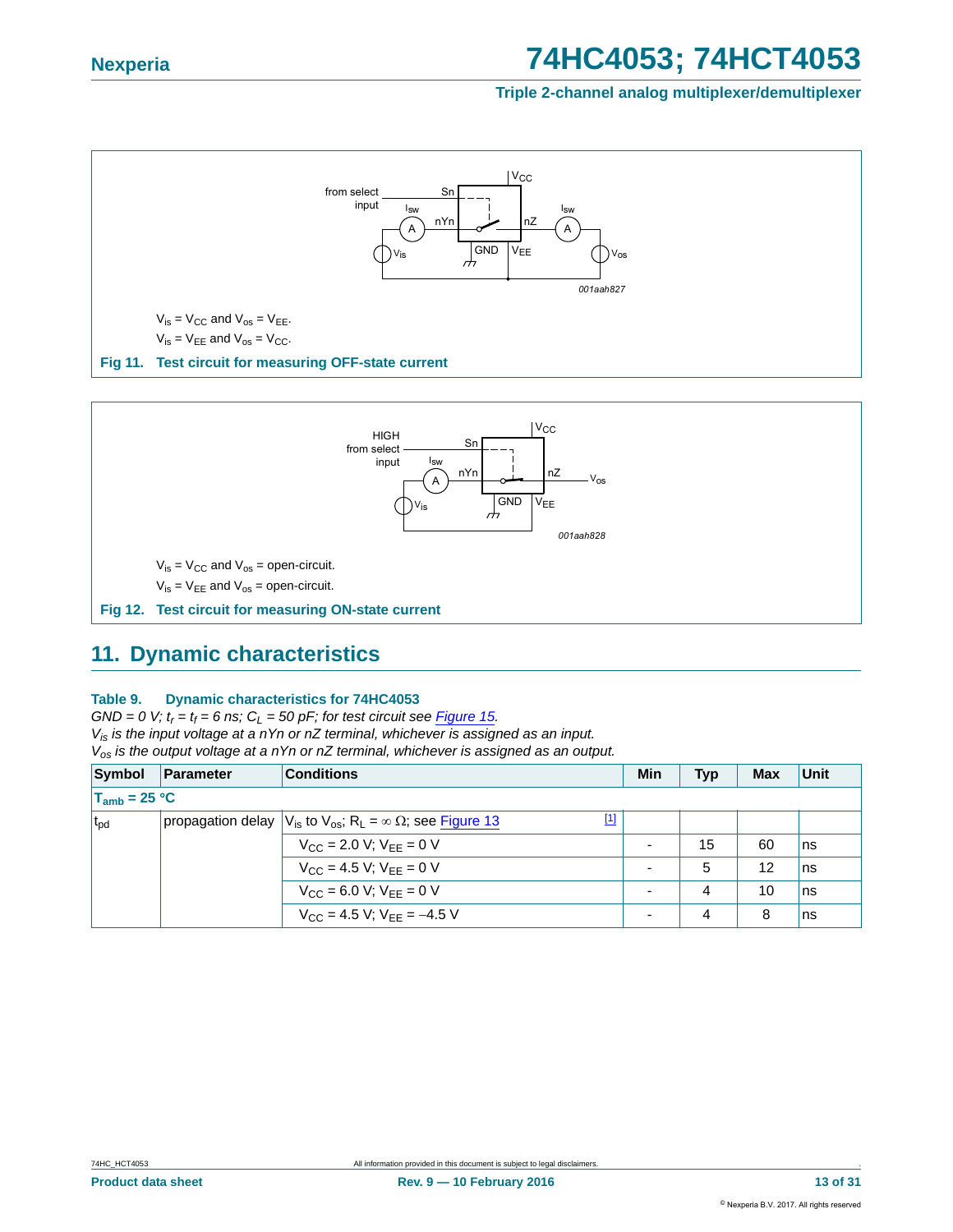$V_{is} = V_{CC}$ and $V_{os} = V_{EE}$.

$V_{is} = V_{EE}$ and $V_{os} = V_{CC}$.

**Fig 11. Test circuit for measuring OFF-state current**

$V_{is} = V_{CC}$ and $V_{os}$ = open-circuit.

$V_{is} = V_{EE}$ and $V_{os}$ = open-circuit.

**Fig 12. Test circuit for measuring ON-state current**

## 11. Dynamic characteristics

**Table 9. Dynamic characteristics for 74HC4053**

*GND = 0 V; $t_r = t_f$ = 6 ns; $C_L$ = 50 pF; for test circuit see Figure 15.*
*$V_{is}$ is the input voltage at a nYn or nZ terminal, whichever is assigned as an input.*
*$V_{os}$ is the output voltage at a nYn or nZ terminal, whichever is assigned as an output.*

| Symbol | Parameter | Conditions | Min | Typ | Max | Unit |
|---|---|---|---|---|---|---|
| $T_{amb}$ = 25 °C | | | | | | |
| $t_{pd}$ | propagation delay | $V_{is}$ to $V_{os}$; $R_L = \infty\ \Omega$; see Figure 13 [1] | | | | |
| | | $V_{CC}$ = 2.0 V; $V_{EE}$ = 0 V | - | 15 | 60 | ns |
| | | $V_{CC}$ = 4.5 V; $V_{EE}$ = 0 V | - | 5 | 12 | ns |
| | | $V_{CC}$ = 6.0 V; $V_{EE}$ = 0 V | - | 4 | 10 | ns |
| | | $V_{CC}$ = 4.5 V; $V_{EE}$ = −4.5 V | - | 4 | 8 | ns |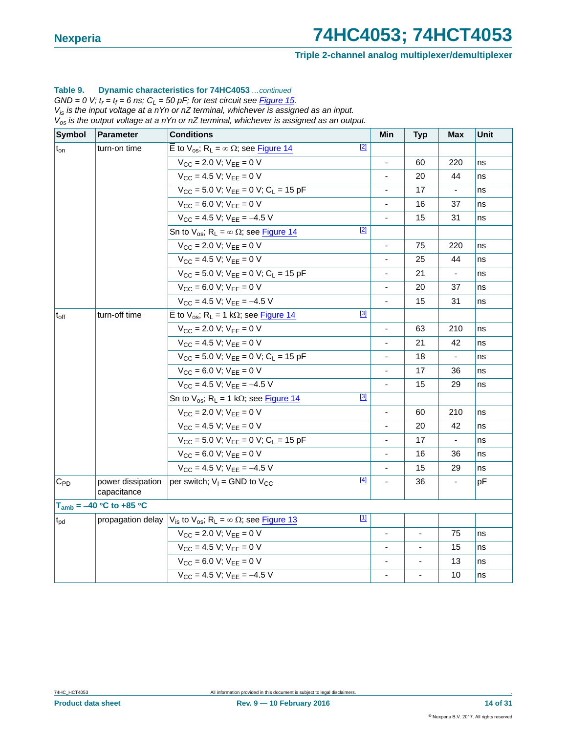**Table 9. Dynamic characteristics for 74HC4053** *...continued*

*GND = 0 V; $t_r$ = $t_f$ = 6 ns; $C_L$ = 50 pF; for test circuit see Figure 15.*
*$V_{is}$ is the input voltage at a nYn or nZ terminal, whichever is assigned as an input.*
*$V_{os}$ is the output voltage at a nYn or nZ terminal, whichever is assigned as an output.*

| Symbol | Parameter | Conditions | Min | Typ | Max | Unit |
|---|---|---|---|---|---|---|
| $t_{on}$ | turn-on time | $\overline{E}$ to $V_{os}$; $R_L$ = ∞ Ω; see Figure 14 [2] | | | | |
| | | $V_{CC}$ = 2.0 V; $V_{EE}$ = 0 V | - | 60 | 220 | ns |
| | | $V_{CC}$ = 4.5 V; $V_{EE}$ = 0 V | - | 20 | 44 | ns |
| | | $V_{CC}$ = 5.0 V; $V_{EE}$ = 0 V; $C_L$ = 15 pF | - | 17 | - | ns |
| | | $V_{CC}$ = 6.0 V; $V_{EE}$ = 0 V | - | 16 | 37 | ns |
| | | $V_{CC}$ = 4.5 V; $V_{EE}$ = –4.5 V | - | 15 | 31 | ns |
| | | Sn to $V_{os}$; $R_L$ = ∞ Ω; see Figure 14 [2] | | | | |
| | | $V_{CC}$ = 2.0 V; $V_{EE}$ = 0 V | - | 75 | 220 | ns |
| | | $V_{CC}$ = 4.5 V; $V_{EE}$ = 0 V | - | 25 | 44 | ns |
| | | $V_{CC}$ = 5.0 V; $V_{EE}$ = 0 V; $C_L$ = 15 pF | - | 21 | - | ns |
| | | $V_{CC}$ = 6.0 V; $V_{EE}$ = 0 V | - | 20 | 37 | ns |
| | | $V_{CC}$ = 4.5 V; $V_{EE}$ = –4.5 V | - | 15 | 31 | ns |
| $t_{off}$ | turn-off time | $\overline{E}$ to $V_{os}$; $R_L$ = 1 kΩ; see Figure 14 [3] | | | | |
| | | $V_{CC}$ = 2.0 V; $V_{EE}$ = 0 V | - | 63 | 210 | ns |
| | | $V_{CC}$ = 4.5 V; $V_{EE}$ = 0 V | - | 21 | 42 | ns |
| | | $V_{CC}$ = 5.0 V; $V_{EE}$ = 0 V; $C_L$ = 15 pF | - | 18 | - | ns |
| | | $V_{CC}$ = 6.0 V; $V_{EE}$ = 0 V | - | 17 | 36 | ns |
| | | $V_{CC}$ = 4.5 V; $V_{EE}$ = –4.5 V | - | 15 | 29 | ns |
| | | Sn to $V_{os}$; $R_L$ = 1 kΩ; see Figure 14 [3] | | | | |
| | | $V_{CC}$ = 2.0 V; $V_{EE}$ = 0 V | - | 60 | 210 | ns |
| | | $V_{CC}$ = 4.5 V; $V_{EE}$ = 0 V | - | 20 | 42 | ns |
| | | $V_{CC}$ = 5.0 V; $V_{EE}$ = 0 V; $C_L$ = 15 pF | - | 17 | - | ns |
| | | $V_{CC}$ = 6.0 V; $V_{EE}$ = 0 V | - | 16 | 36 | ns |
| | | $V_{CC}$ = 4.5 V; $V_{EE}$ = –4.5 V | - | 15 | 29 | ns |
| $C_{PD}$ | power dissipation capacitance | per switch; $V_I$ = GND to $V_{CC}$ [4] | - | 36 | - | pF |
| **$T_{amb}$ = –40 °C to +85 °C** | | | | | | |
| $t_{pd}$ | propagation delay | $V_{is}$ to $V_{os}$; $R_L$ = ∞ Ω; see Figure 13 [1] | | | | |
| | | $V_{CC}$ = 2.0 V; $V_{EE}$ = 0 V | - | - | 75 | ns |
| | | $V_{CC}$ = 4.5 V; $V_{EE}$ = 0 V | - | - | 15 | ns |
| | | $V_{CC}$ = 6.0 V; $V_{EE}$ = 0 V | - | - | 13 | ns |
| | | $V_{CC}$ = 4.5 V; $V_{EE}$ = –4.5 V | - | - | 10 | ns |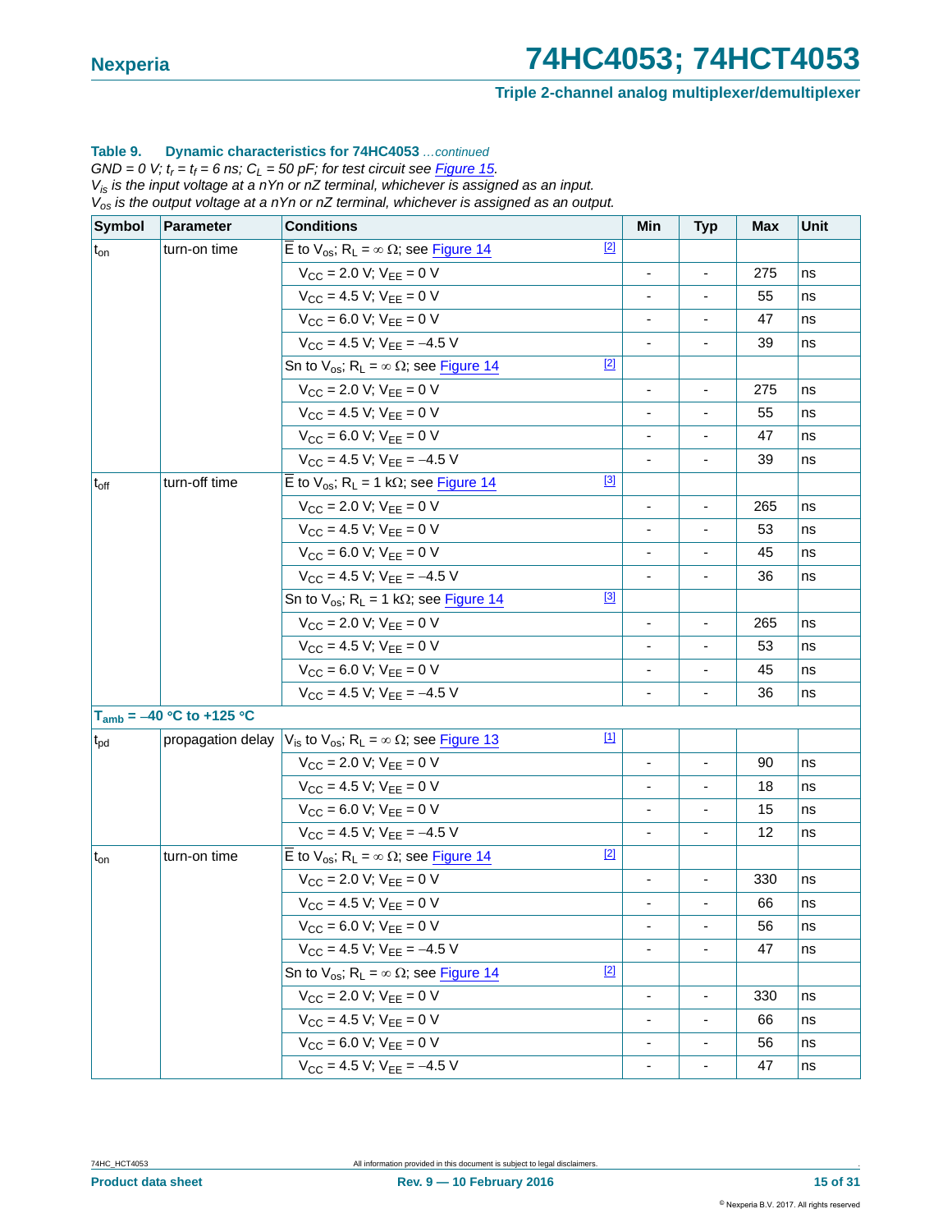**Table 9. Dynamic characteristics for 74HC4053** *...continued*

*GND = 0 V; $t_r$ = $t_f$ = 6 ns; $C_L$ = 50 pF; for test circuit see Figure 15.*
*$V_{is}$ is the input voltage at a nYn or nZ terminal, whichever is assigned as an input.*
*$V_{os}$ is the output voltage at a nYn or nZ terminal, whichever is assigned as an output.*

| Symbol | Parameter | Conditions | Min | Typ | Max | Unit |
|---|---|---|---|---|---|---|
| $t_{on}$ | turn-on time | $\overline{E}$ to $V_{os}$; $R_L = \infty\ \Omega$; see Figure 14 [2] | | | | |
| | | $V_{CC}$ = 2.0 V; $V_{EE}$ = 0 V | - | - | 275 | ns |
| | | $V_{CC}$ = 4.5 V; $V_{EE}$ = 0 V | - | - | 55 | ns |
| | | $V_{CC}$ = 6.0 V; $V_{EE}$ = 0 V | - | - | 47 | ns |
| | | $V_{CC}$ = 4.5 V; $V_{EE}$ = −4.5 V | - | - | 39 | ns |
| | | Sn to $V_{os}$; $R_L = \infty\ \Omega$; see Figure 14 [2] | | | | |
| | | $V_{CC}$ = 2.0 V; $V_{EE}$ = 0 V | - | - | 275 | ns |
| | | $V_{CC}$ = 4.5 V; $V_{EE}$ = 0 V | - | - | 55 | ns |
| | | $V_{CC}$ = 6.0 V; $V_{EE}$ = 0 V | - | - | 47 | ns |
| | | $V_{CC}$ = 4.5 V; $V_{EE}$ = −4.5 V | - | - | 39 | ns |
| $t_{off}$ | turn-off time | $\overline{E}$ to $V_{os}$; $R_L$ = 1 kΩ; see Figure 14 [3] | | | | |
| | | $V_{CC}$ = 2.0 V; $V_{EE}$ = 0 V | - | - | 265 | ns |
| | | $V_{CC}$ = 4.5 V; $V_{EE}$ = 0 V | - | - | 53 | ns |
| | | $V_{CC}$ = 6.0 V; $V_{EE}$ = 0 V | - | - | 45 | ns |
| | | $V_{CC}$ = 4.5 V; $V_{EE}$ = −4.5 V | - | - | 36 | ns |
| | | Sn to $V_{os}$; $R_L$ = 1 kΩ; see Figure 14 [3] | | | | |
| | | $V_{CC}$ = 2.0 V; $V_{EE}$ = 0 V | - | - | 265 | ns |
| | | $V_{CC}$ = 4.5 V; $V_{EE}$ = 0 V | - | - | 53 | ns |
| | | $V_{CC}$ = 6.0 V; $V_{EE}$ = 0 V | - | - | 45 | ns |
| | | $V_{CC}$ = 4.5 V; $V_{EE}$ = −4.5 V | - | - | 36 | ns |
| **$T_{amb}$ = −40 °C to +125 °C** | | | | | | |
| $t_{pd}$ | propagation delay | $V_{is}$ to $V_{os}$; $R_L = \infty\ \Omega$; see Figure 13 [1] | | | | |
| | | $V_{CC}$ = 2.0 V; $V_{EE}$ = 0 V | - | - | 90 | ns |
| | | $V_{CC}$ = 4.5 V; $V_{EE}$ = 0 V | - | - | 18 | ns |
| | | $V_{CC}$ = 6.0 V; $V_{EE}$ = 0 V | - | - | 15 | ns |
| | | $V_{CC}$ = 4.5 V; $V_{EE}$ = −4.5 V | - | - | 12 | ns |
| $t_{on}$ | turn-on time | $\overline{E}$ to $V_{os}$; $R_L = \infty\ \Omega$; see Figure 14 [2] | | | | |
| | | $V_{CC}$ = 2.0 V; $V_{EE}$ = 0 V | - | - | 330 | ns |
| | | $V_{CC}$ = 4.5 V; $V_{EE}$ = 0 V | - | - | 66 | ns |
| | | $V_{CC}$ = 6.0 V; $V_{EE}$ = 0 V | - | - | 56 | ns |
| | | $V_{CC}$ = 4.5 V; $V_{EE}$ = −4.5 V | - | - | 47 | ns |
| | | Sn to $V_{os}$; $R_L = \infty\ \Omega$; see Figure 14 [2] | | | | |
| | | $V_{CC}$ = 2.0 V; $V_{EE}$ = 0 V | - | - | 330 | ns |
| | | $V_{CC}$ = 4.5 V; $V_{EE}$ = 0 V | - | - | 66 | ns |
| | | $V_{CC}$ = 6.0 V; $V_{EE}$ = 0 V | - | - | 56 | ns |
| | | $V_{CC}$ = 4.5 V; $V_{EE}$ = −4.5 V | - | - | 47 | ns |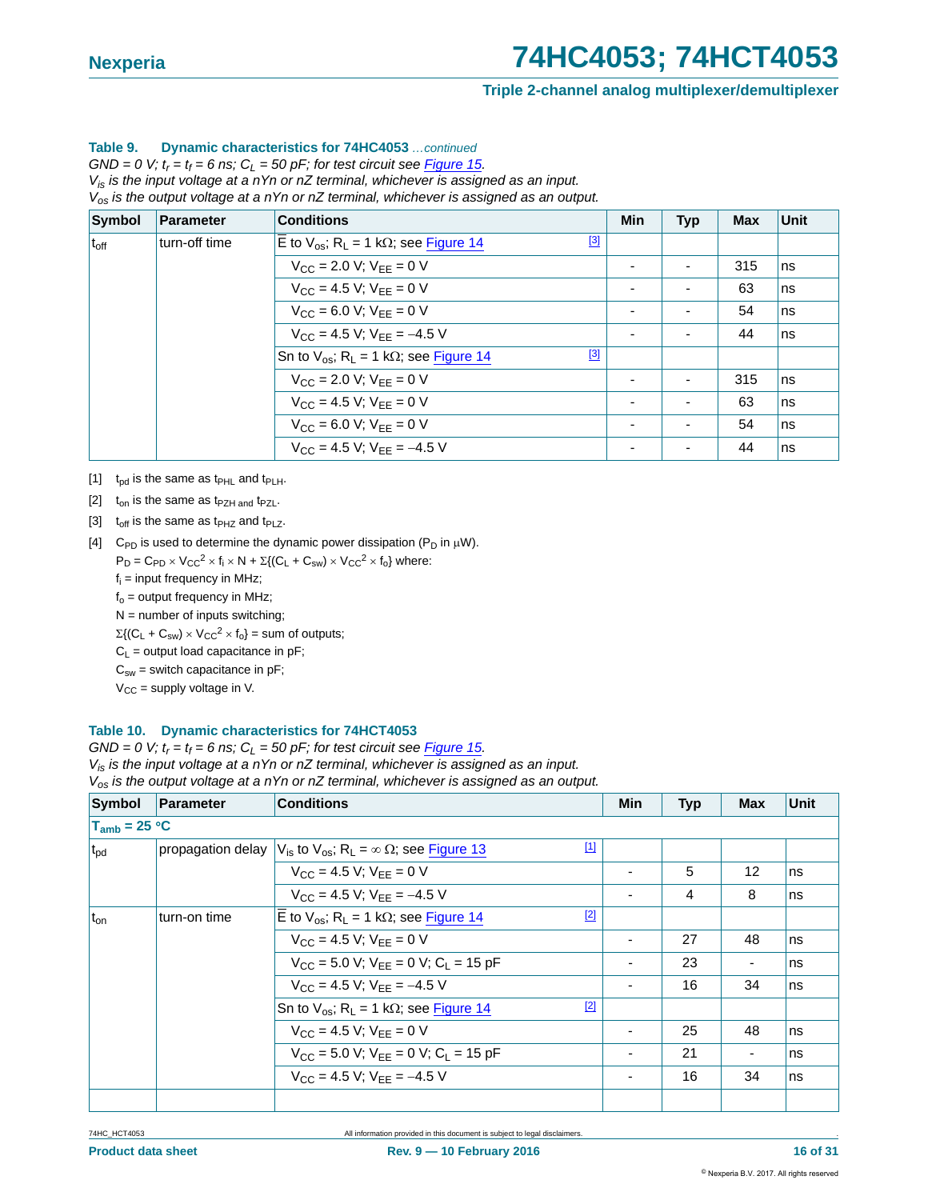**Table 9. Dynamic characteristics for 74HC4053** *...continued*

*GND = 0 V; $t_r = t_f$ = 6 ns; $C_L$ = 50 pF; for test circuit see Figure 15.*
*$V_{is}$ is the input voltage at a nYn or nZ terminal, whichever is assigned as an input.*
*$V_{os}$ is the output voltage at a nYn or nZ terminal, whichever is assigned as an output.*

| Symbol | Parameter | Conditions | Min | Typ | Max | Unit |
|---|---|---|---|---|---|---|
| $t_{off}$ | turn-off time | $\overline{E}$ to $V_{os}$; $R_L$ = 1 kΩ; see Figure 14 [3] | | | | |
| | | $V_{CC}$ = 2.0 V; $V_{EE}$ = 0 V | - | - | 315 | ns |
| | | $V_{CC}$ = 4.5 V; $V_{EE}$ = 0 V | - | - | 63 | ns |
| | | $V_{CC}$ = 6.0 V; $V_{EE}$ = 0 V | - | - | 54 | ns |
| | | $V_{CC}$ = 4.5 V; $V_{EE}$ = −4.5 V | - | - | 44 | ns |
| | | Sn to $V_{os}$; $R_L$ = 1 kΩ; see Figure 14 [3] | | | | |
| | | $V_{CC}$ = 2.0 V; $V_{EE}$ = 0 V | - | - | 315 | ns |
| | | $V_{CC}$ = 4.5 V; $V_{EE}$ = 0 V | - | - | 63 | ns |
| | | $V_{CC}$ = 6.0 V; $V_{EE}$ = 0 V | - | - | 54 | ns |
| | | $V_{CC}$ = 4.5 V; $V_{EE}$ = −4.5 V | - | - | 44 | ns |

[1] $t_{pd}$ is the same as $t_{PHL}$ and $t_{PLH}$.

[2] $t_{on}$ is the same as $t_{PZH}$ and $t_{PZL}$.

[3] $t_{off}$ is the same as $t_{PHZ}$ and $t_{PLZ}$.

[4] $C_{PD}$ is used to determine the dynamic power dissipation ($P_D$ in μW).

$P_D = C_{PD} \times V_{CC}^2 \times f_i \times N + \Sigma\{(C_L + C_{sw}) \times V_{CC}^2 \times f_o\}$ where:

$f_i$ = input frequency in MHz;

$f_o$ = output frequency in MHz;

N = number of inputs switching;

$\Sigma\{(C_L + C_{sw}) \times V_{CC}^2 \times f_o\}$ = sum of outputs;

$C_L$ = output load capacitance in pF;

$C_{sw}$ = switch capacitance in pF;

$V_{CC}$ = supply voltage in V.

**Table 10. Dynamic characteristics for 74HCT4053**

*GND = 0 V; $t_r = t_f$ = 6 ns; $C_L$ = 50 pF; for test circuit see Figure 15.*
*$V_{is}$ is the input voltage at a nYn or nZ terminal, whichever is assigned as an input.*
*$V_{os}$ is the output voltage at a nYn or nZ terminal, whichever is assigned as an output.*

| Symbol | Parameter | Conditions | Min | Typ | Max | Unit |
|---|---|---|---|---|---|---|
| **$T_{amb}$ = 25 °C** | | | | | | |
| $t_{pd}$ | propagation delay | $V_{is}$ to $V_{os}$; $R_L$ = ∞ Ω; see Figure 13 [1] | | | | |
| | | $V_{CC}$ = 4.5 V; $V_{EE}$ = 0 V | - | 5 | 12 | ns |
| | | $V_{CC}$ = 4.5 V; $V_{EE}$ = −4.5 V | - | 4 | 8 | ns |
| $t_{on}$ | turn-on time | $\overline{E}$ to $V_{os}$; $R_L$ = 1 kΩ; see Figure 14 [2] | | | | |
| | | $V_{CC}$ = 4.5 V; $V_{EE}$ = 0 V | - | 27 | 48 | ns |
| | | $V_{CC}$ = 5.0 V; $V_{EE}$ = 0 V; $C_L$ = 15 pF | - | 23 | - | ns |
| | | $V_{CC}$ = 4.5 V; $V_{EE}$ = −4.5 V | - | 16 | 34 | ns |
| | | Sn to $V_{os}$; $R_L$ = 1 kΩ; see Figure 14 [2] | | | | |
| | | $V_{CC}$ = 4.5 V; $V_{EE}$ = 0 V | - | 25 | 48 | ns |
| | | $V_{CC}$ = 5.0 V; $V_{EE}$ = 0 V; $C_L$ = 15 pF | - | 21 | - | ns |
| | | $V_{CC}$ = 4.5 V; $V_{EE}$ = −4.5 V | - | 16 | 34 | ns |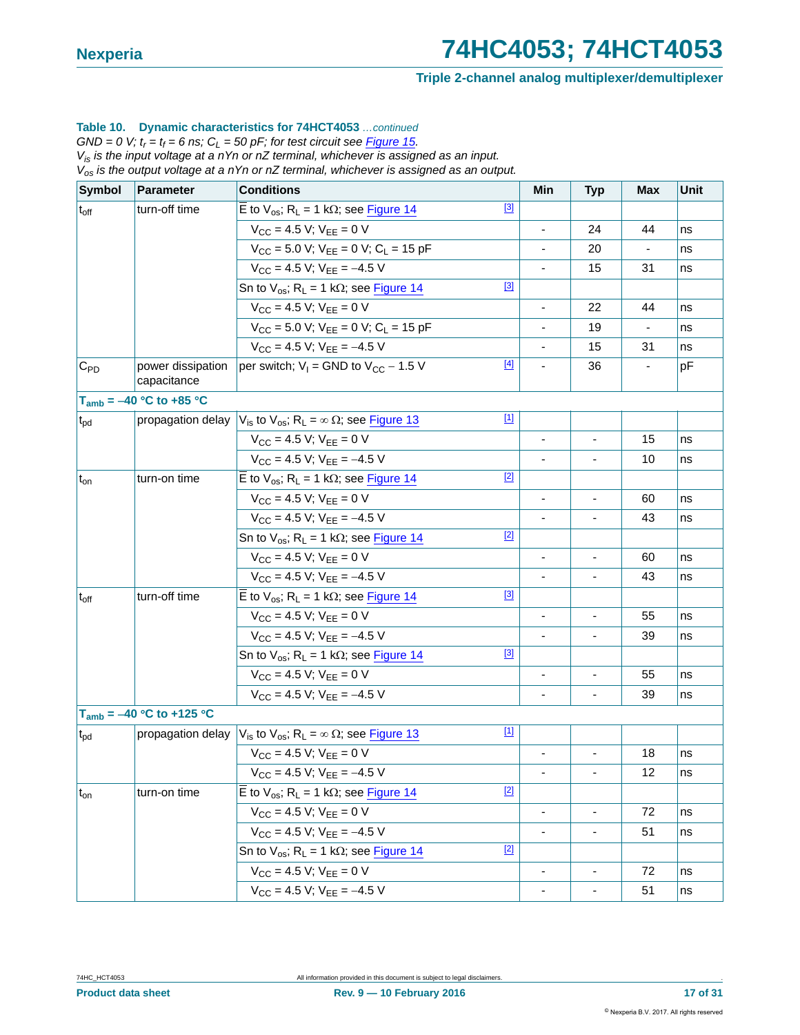**Table 10. Dynamic characteristics for 74HCT4053** *…continued*

*GND = 0 V; $t_r = t_f = 6$ ns; $C_L = 50$ pF; for test circuit see Figure 15.*

*$V_{is}$ is the input voltage at a nYn or nZ terminal, whichever is assigned as an input.*

*$V_{os}$ is the output voltage at a nYn or nZ terminal, whichever is assigned as an output.*

| Symbol | Parameter | Conditions | Min | Typ | Max | Unit |
|---|---|---|---|---|---|---|
| $t_{off}$ | turn-off time | $\overline{E}$ to $V_{os}$; $R_L = 1$ kΩ; see Figure 14 [3] | | | | |
| | | $V_{CC} = 4.5$ V; $V_{EE} = 0$ V | - | 24 | 44 | ns |
| | | $V_{CC} = 5.0$ V; $V_{EE} = 0$ V; $C_L = 15$ pF | - | 20 | - | ns |
| | | $V_{CC} = 4.5$ V; $V_{EE} = -4.5$ V | - | 15 | 31 | ns |
| | | Sn to $V_{os}$; $R_L = 1$ kΩ; see Figure 14 [3] | | | | |
| | | $V_{CC} = 4.5$ V; $V_{EE} = 0$ V | - | 22 | 44 | ns |
| | | $V_{CC} = 5.0$ V; $V_{EE} = 0$ V; $C_L = 15$ pF | - | 19 | - | ns |
| | | $V_{CC} = 4.5$ V; $V_{EE} = -4.5$ V | - | 15 | 31 | ns |
| $C_{PD}$ | power dissipation capacitance | per switch; $V_I$ = GND to $V_{CC} - 1.5$ V [4] | - | 36 | - | pF |
| **$T_{amb}$ = −40 °C to +85 °C** | | | | | | |
| $t_{pd}$ | propagation delay | $V_{is}$ to $V_{os}$; $R_L = \infty$ Ω; see Figure 13 [1] | | | | |
| | | $V_{CC} = 4.5$ V; $V_{EE} = 0$ V | - | - | 15 | ns |
| | | $V_{CC} = 4.5$ V; $V_{EE} = -4.5$ V | - | - | 10 | ns |
| $t_{on}$ | turn-on time | $\overline{E}$ to $V_{os}$; $R_L = 1$ kΩ; see Figure 14 [2] | | | | |
| | | $V_{CC} = 4.5$ V; $V_{EE} = 0$ V | - | - | 60 | ns |
| | | $V_{CC} = 4.5$ V; $V_{EE} = -4.5$ V | - | - | 43 | ns |
| | | Sn to $V_{os}$; $R_L = 1$ kΩ; see Figure 14 [2] | | | | |
| | | $V_{CC} = 4.5$ V; $V_{EE} = 0$ V | - | - | 60 | ns |
| | | $V_{CC} = 4.5$ V; $V_{EE} = -4.5$ V | - | - | 43 | ns |
| $t_{off}$ | turn-off time | $\overline{E}$ to $V_{os}$; $R_L = 1$ kΩ; see Figure 14 [3] | | | | |
| | | $V_{CC} = 4.5$ V; $V_{EE} = 0$ V | - | - | 55 | ns |
| | | $V_{CC} = 4.5$ V; $V_{EE} = -4.5$ V | - | - | 39 | ns |
| | | Sn to $V_{os}$; $R_L = 1$ kΩ; see Figure 14 [3] | | | | |
| | | $V_{CC} = 4.5$ V; $V_{EE} = 0$ V | - | - | 55 | ns |
| | | $V_{CC} = 4.5$ V; $V_{EE} = -4.5$ V | - | - | 39 | ns |
| **$T_{amb}$ = −40 °C to +125 °C** | | | | | | |
| $t_{pd}$ | propagation delay | $V_{is}$ to $V_{os}$; $R_L = \infty$ Ω; see Figure 13 [1] | | | | |
| | | $V_{CC} = 4.5$ V; $V_{EE} = 0$ V | - | - | 18 | ns |
| | | $V_{CC} = 4.5$ V; $V_{EE} = -4.5$ V | - | - | 12 | ns |
| $t_{on}$ | turn-on time | $\overline{E}$ to $V_{os}$; $R_L = 1$ kΩ; see Figure 14 [2] | | | | |
| | | $V_{CC} = 4.5$ V; $V_{EE} = 0$ V | - | - | 72 | ns |
| | | $V_{CC} = 4.5$ V; $V_{EE} = -4.5$ V | - | - | 51 | ns |
| | | Sn to $V_{os}$; $R_L = 1$ kΩ; see Figure 14 [2] | | | | |
| | | $V_{CC} = 4.5$ V; $V_{EE} = 0$ V | - | - | 72 | ns |
| | | $V_{CC} = 4.5$ V; $V_{EE} = -4.5$ V | - | - | 51 | ns |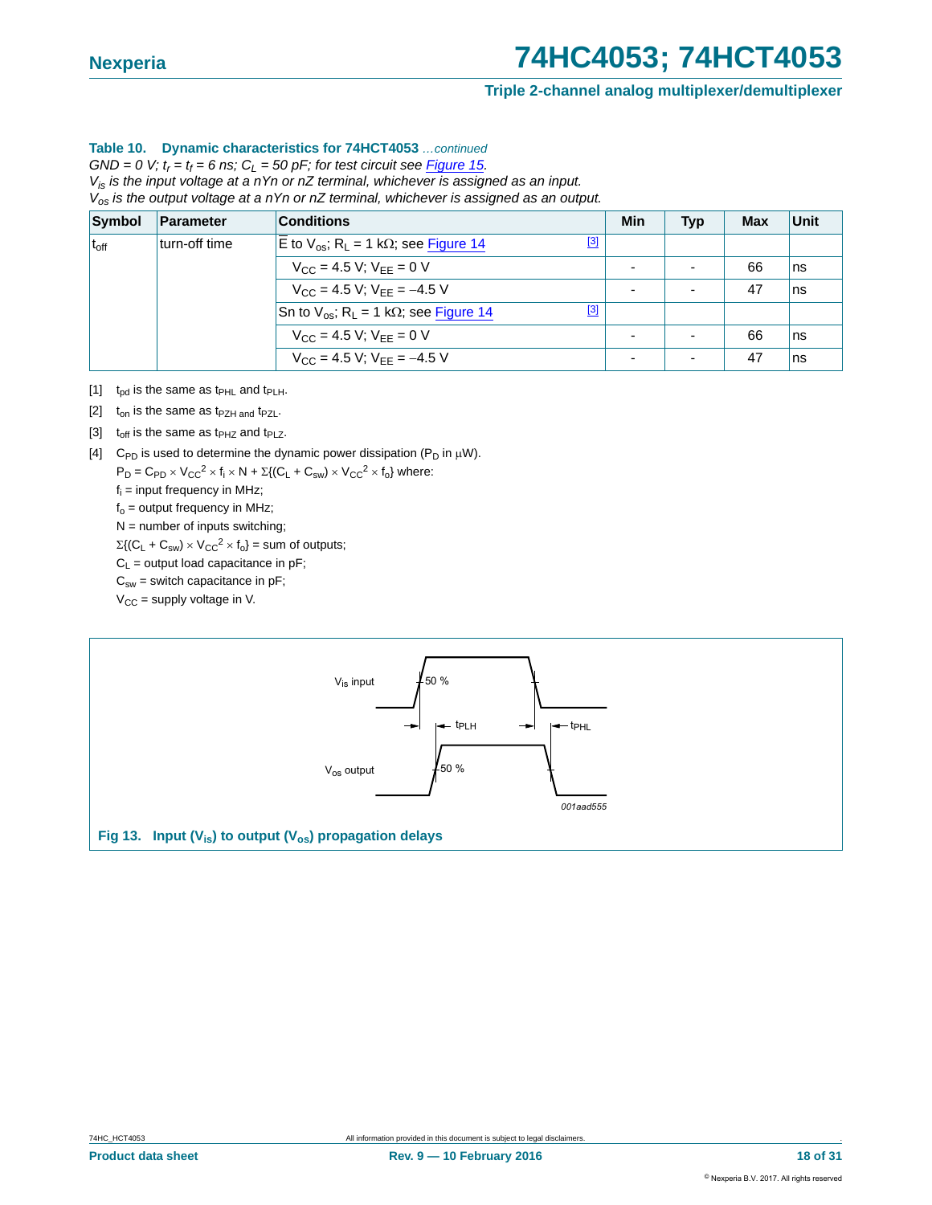**Table 10. Dynamic characteristics for 74HCT4053** *…continued*

*GND = 0 V; $t_r$ = $t_f$ = 6 ns; $C_L$ = 50 pF; for test circuit see Figure 15.*
*$V_{is}$ is the input voltage at a nYn or nZ terminal, whichever is assigned as an input.*
*$V_{os}$ is the output voltage at a nYn or nZ terminal, whichever is assigned as an output.*

| Symbol | Parameter | Conditions | Min | Typ | Max | Unit |
|---|---|---|---|---|---|---|
| $t_{off}$ | turn-off time | $\overline{E}$ to $V_{os}$; $R_L$ = 1 kΩ; see Figure 14 [3] | | | | |
| | | $V_{CC}$ = 4.5 V; $V_{EE}$ = 0 V | - | - | 66 | ns |
| | | $V_{CC}$ = 4.5 V; $V_{EE}$ = –4.5 V | - | - | 47 | ns |
| | | Sn to $V_{os}$; $R_L$ = 1 kΩ; see Figure 14 [3] | | | | |
| | | $V_{CC}$ = 4.5 V; $V_{EE}$ = 0 V | - | - | 66 | ns |
| | | $V_{CC}$ = 4.5 V; $V_{EE}$ = –4.5 V | - | - | 47 | ns |

[1] $t_{pd}$ is the same as $t_{PHL}$ and $t_{PLH}$.

[2] $t_{on}$ is the same as $t_{PZH}$ and $t_{PZL}$.

[3] $t_{off}$ is the same as $t_{PHZ}$ and $t_{PLZ}$.

[4] $C_{PD}$ is used to determine the dynamic power dissipation ($P_D$ in μW).

$P_D = C_{PD} \times V_{CC}^2 \times f_i \times N + \Sigma\{(C_L + C_{sw}) \times V_{CC}^2 \times f_o\}$ where:

$f_i$ = input frequency in MHz;

$f_o$ = output frequency in MHz;

N = number of inputs switching;

$\Sigma\{(C_L + C_{sw}) \times V_{CC}^2 \times f_o\}$ = sum of outputs;

$C_L$ = output load capacitance in pF;

$C_{sw}$ = switch capacitance in pF;

$V_{CC}$ = supply voltage in V.

**Fig 13. Input ($V_{is}$) to output ($V_{os}$) propagation delays**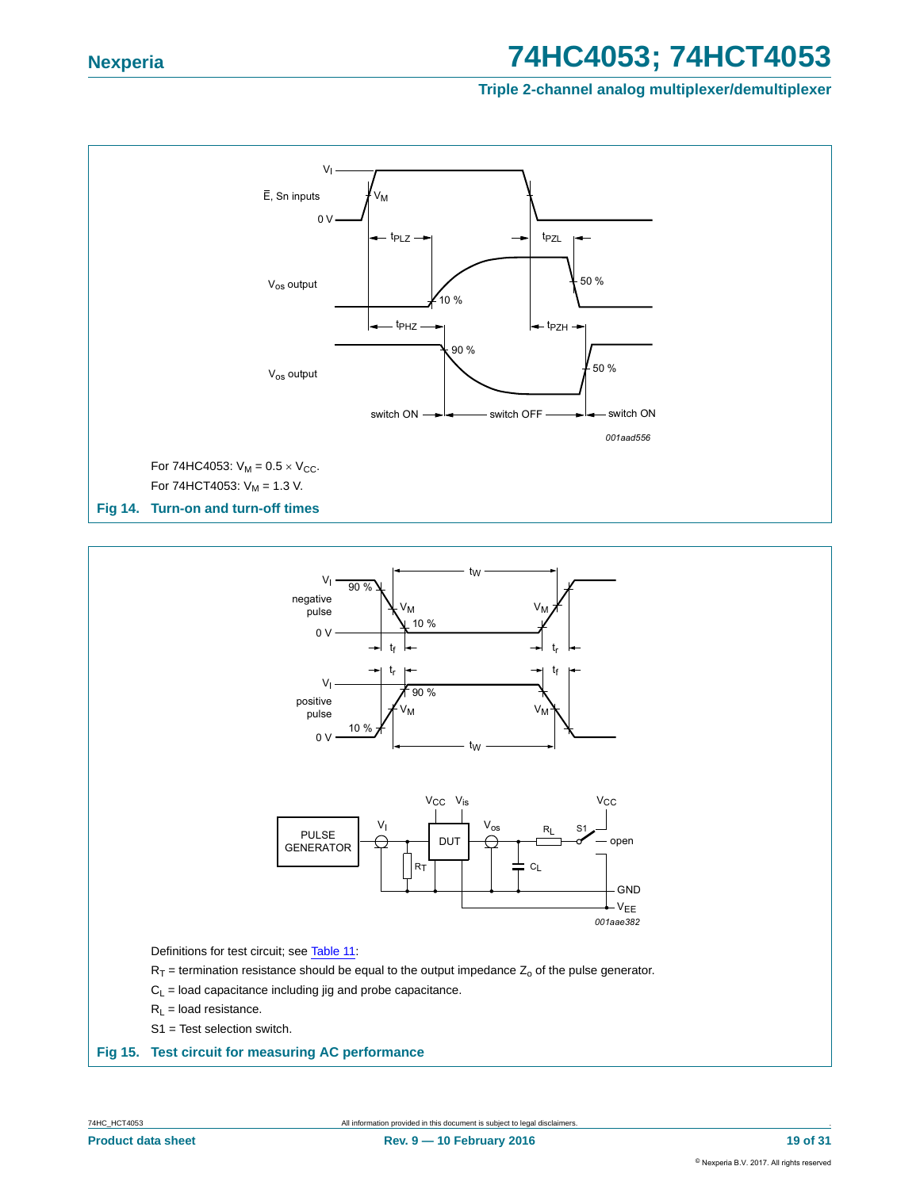For 74HC4053: $V_M = 0.5 \times V_{CC}$.

For 74HCT4053: $V_M = 1.3$ V.

**Fig 14. Turn-on and turn-off times**

Definitions for test circuit; see Table 11:

$R_T$ = termination resistance should be equal to the output impedance $Z_o$ of the pulse generator.

$C_L$ = load capacitance including jig and probe capacitance.

$R_L$ = load resistance.

S1 = Test selection switch.

**Fig 15. Test circuit for measuring AC performance**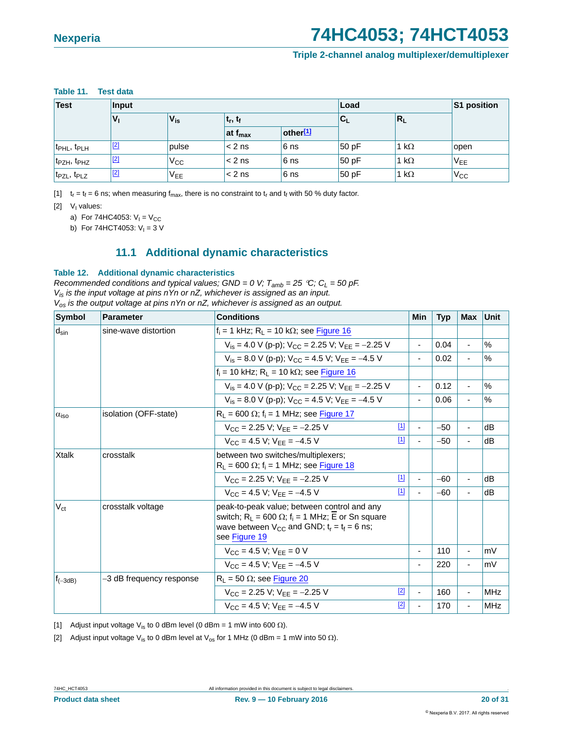**Table 11. Test data**

| Test | Input | | | | Load | | S1 position |
|---|---|---|---|---|---|---|---|
| | $V_I$ | $V_{is}$ | $t_r$, $t_f$ | | $C_L$ | $R_L$ | |
| | | | at $f_{max}$ | other[1] | | | |
| $t_{PHL}$, $t_{PLH}$ | [2] | pulse | < 2 ns | 6 ns | 50 pF | 1 kΩ | open |
| $t_{PZH}$, $t_{PHZ}$ | [2] | $V_{CC}$ | < 2 ns | 6 ns | 50 pF | 1 kΩ | $V_{EE}$ |
| $t_{PZL}$, $t_{PLZ}$ | [2] | $V_{EE}$ | < 2 ns | 6 ns | 50 pF | 1 kΩ | $V_{CC}$ |

[1] $t_r$ = $t_f$ = 6 ns; when measuring $f_{max}$, there is no constraint to $t_r$ and $t_f$ with 50 % duty factor.

[2] $V_I$ values:

a) For 74HC4053: $V_I$ = $V_{CC}$

b) For 74HCT4053: $V_I$ = 3 V

## 11.1 Additional dynamic characteristics

**Table 12. Additional dynamic characteristics**

*Recommended conditions and typical values; GND = 0 V; $T_{amb}$ = 25 °C; $C_L$ = 50 pF.*
*$V_{is}$ is the input voltage at pins nYn or nZ, whichever is assigned as an input.*
*$V_{os}$ is the output voltage at pins nYn or nZ, whichever is assigned as an output.*

| Symbol | Parameter | Conditions | Min | Typ | Max | Unit |
|---|---|---|---|---|---|---|
| $d_{sin}$ | sine-wave distortion | $f_i$ = 1 kHz; $R_L$ = 10 kΩ; see Figure 16 | | | | |
| | | $V_{is}$ = 4.0 V (p-p); $V_{CC}$ = 2.25 V; $V_{EE}$ = −2.25 V | - | 0.04 | - | % |
| | | $V_{is}$ = 8.0 V (p-p); $V_{CC}$ = 4.5 V; $V_{EE}$ = −4.5 V | - | 0.02 | - | % |
| | | $f_i$ = 10 kHz; $R_L$ = 10 kΩ; see Figure 16 | | | | |
| | | $V_{is}$ = 4.0 V (p-p); $V_{CC}$ = 2.25 V; $V_{EE}$ = −2.25 V | - | 0.12 | - | % |
| | | $V_{is}$ = 8.0 V (p-p); $V_{CC}$ = 4.5 V; $V_{EE}$ = −4.5 V | - | 0.06 | - | % |
| $\alpha_{iso}$ | isolation (OFF-state) | $R_L$ = 600 Ω; $f_i$ = 1 MHz; see Figure 17 | | | | |
| | | $V_{CC}$ = 2.25 V; $V_{EE}$ = −2.25 V [1] | - | −50 | - | dB |
| | | $V_{CC}$ = 4.5 V; $V_{EE}$ = −4.5 V [1] | - | −50 | - | dB |
| Xtalk | crosstalk | between two switches/multiplexers; $R_L$ = 600 Ω; $f_i$ = 1 MHz; see Figure 18 | | | | |
| | | $V_{CC}$ = 2.25 V; $V_{EE}$ = −2.25 V [1] | - | −60 | - | dB |
| | | $V_{CC}$ = 4.5 V; $V_{EE}$ = −4.5 V [1] | - | −60 | - | dB |
| $V_{ct}$ | crosstalk voltage | peak-to-peak value; between control and any switch; $R_L$ = 600 Ω; $f_i$ = 1 MHz; $\overline{E}$ or Sn square wave between $V_{CC}$ and GND; $t_r$ = $t_f$ = 6 ns; see Figure 19 | | | | |
| | | $V_{CC}$ = 4.5 V; $V_{EE}$ = 0 V | - | 110 | - | mV |
| | | $V_{CC}$ = 4.5 V; $V_{EE}$ = −4.5 V | - | 220 | - | mV |
| $f_{(-3dB)}$ | −3 dB frequency response | $R_L$ = 50 Ω; see Figure 20 | | | | |
| | | $V_{CC}$ = 2.25 V; $V_{EE}$ = −2.25 V [2] | - | 160 | - | MHz |
| | | $V_{CC}$ = 4.5 V; $V_{EE}$ = −4.5 V [2] | - | 170 | - | MHz |

[1] Adjust input voltage $V_{is}$ to 0 dBm level (0 dBm = 1 mW into 600 Ω).

[2] Adjust input voltage $V_{is}$ to 0 dBm level at $V_{os}$ for 1 MHz (0 dBm = 1 mW into 50 Ω).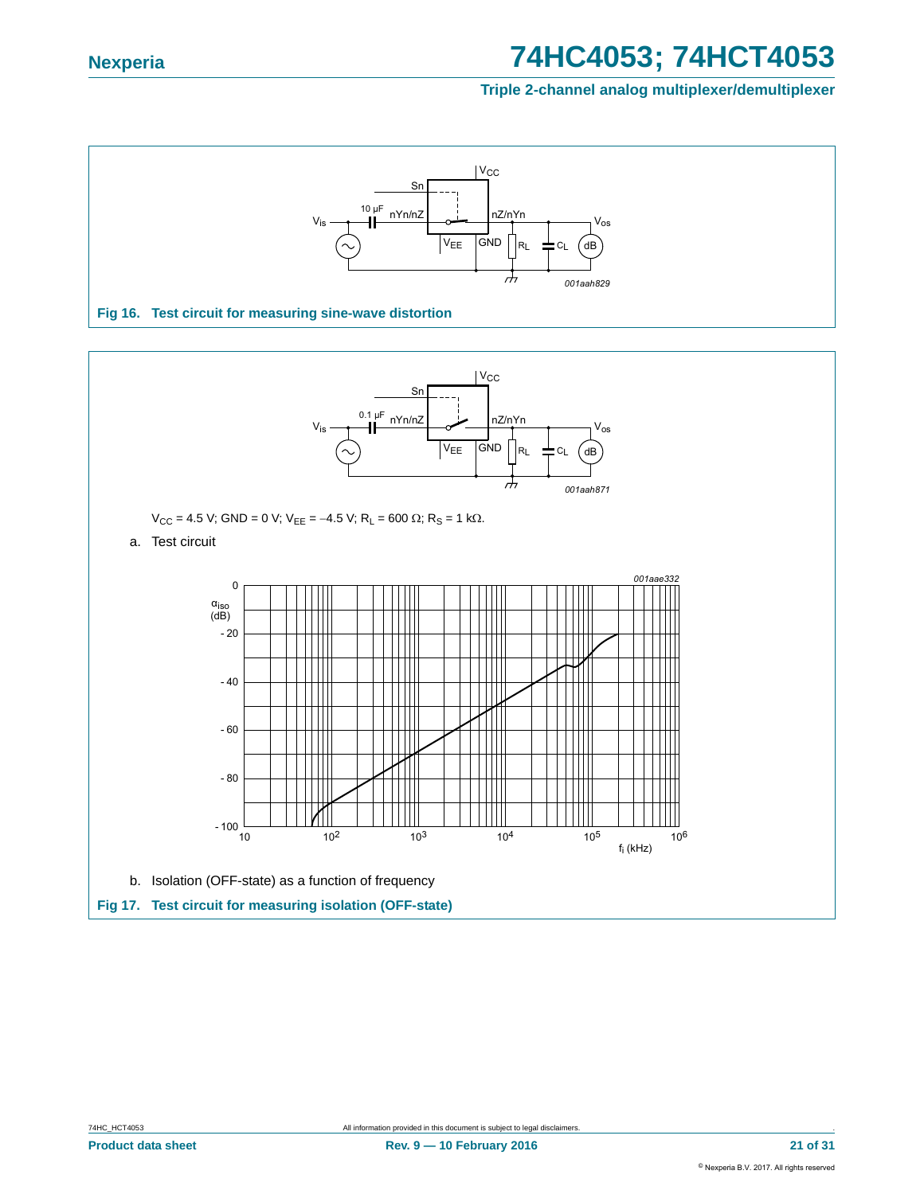Fig 16. Test circuit for measuring sine-wave distortion

$V_{CC}$ = 4.5 V; GND = 0 V; $V_{EE}$ = −4.5 V; $R_L$ = 600 Ω; $R_S$ = 1 kΩ.

a. Test circuit

b. Isolation (OFF-state) as a function of frequency

Fig 17. Test circuit for measuring isolation (OFF-state)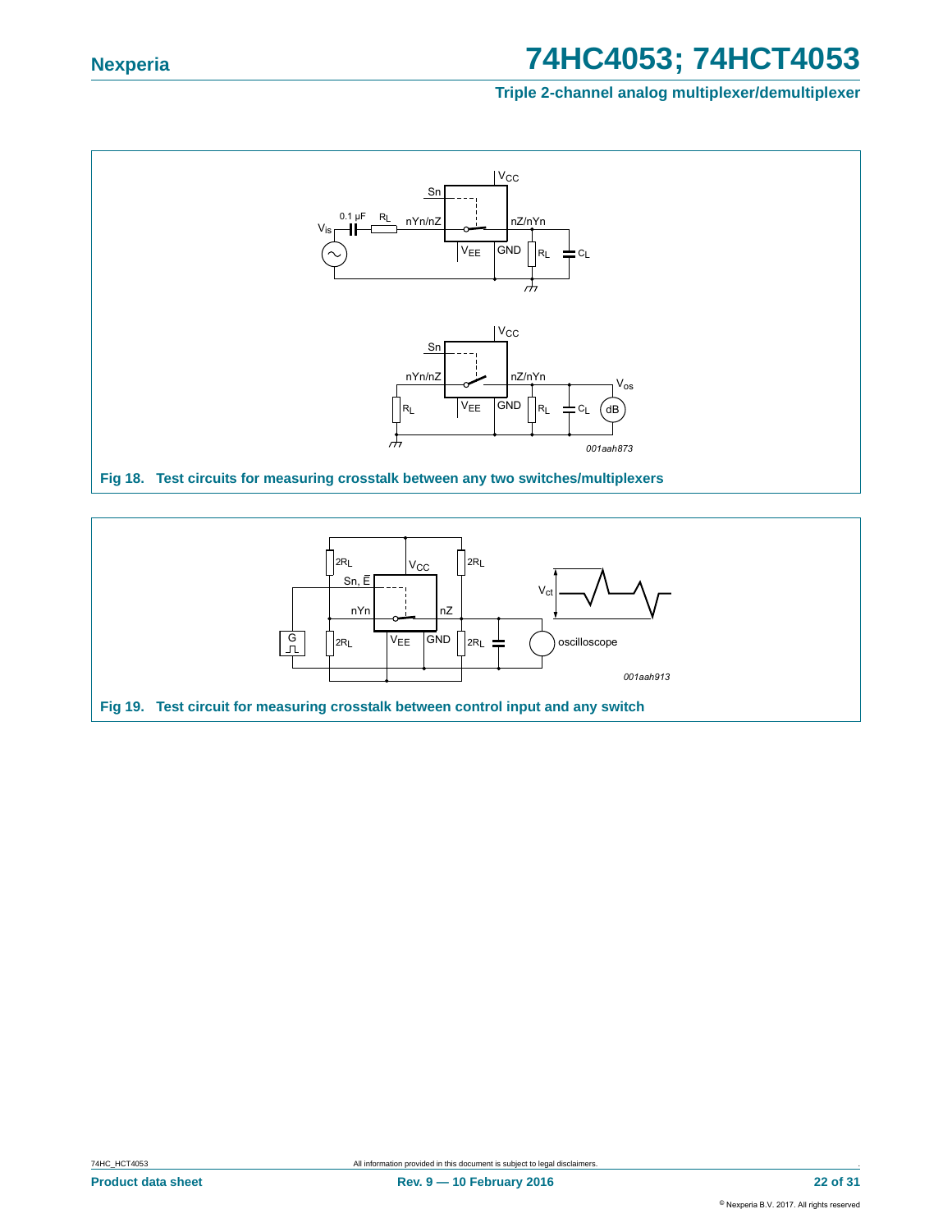**Fig 18. Test circuits for measuring crosstalk between any two switches/multiplexers**

**Fig 19. Test circuit for measuring crosstalk between control input and any switch**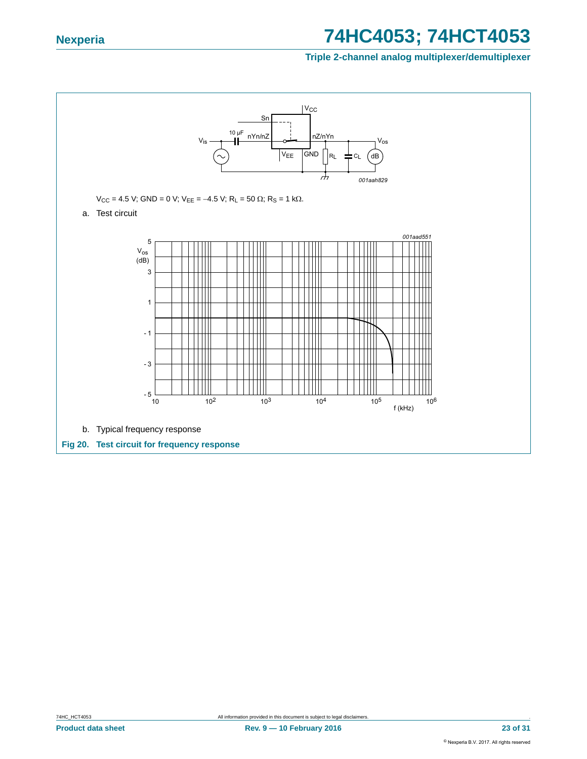$V_{CC}$ = 4.5 V; GND = 0 V; $V_{EE}$ = −4.5 V; $R_L$ = 50 Ω; $R_S$ = 1 kΩ.

a. Test circuit

b. Typical frequency response

**Fig 20. Test circuit for frequency response**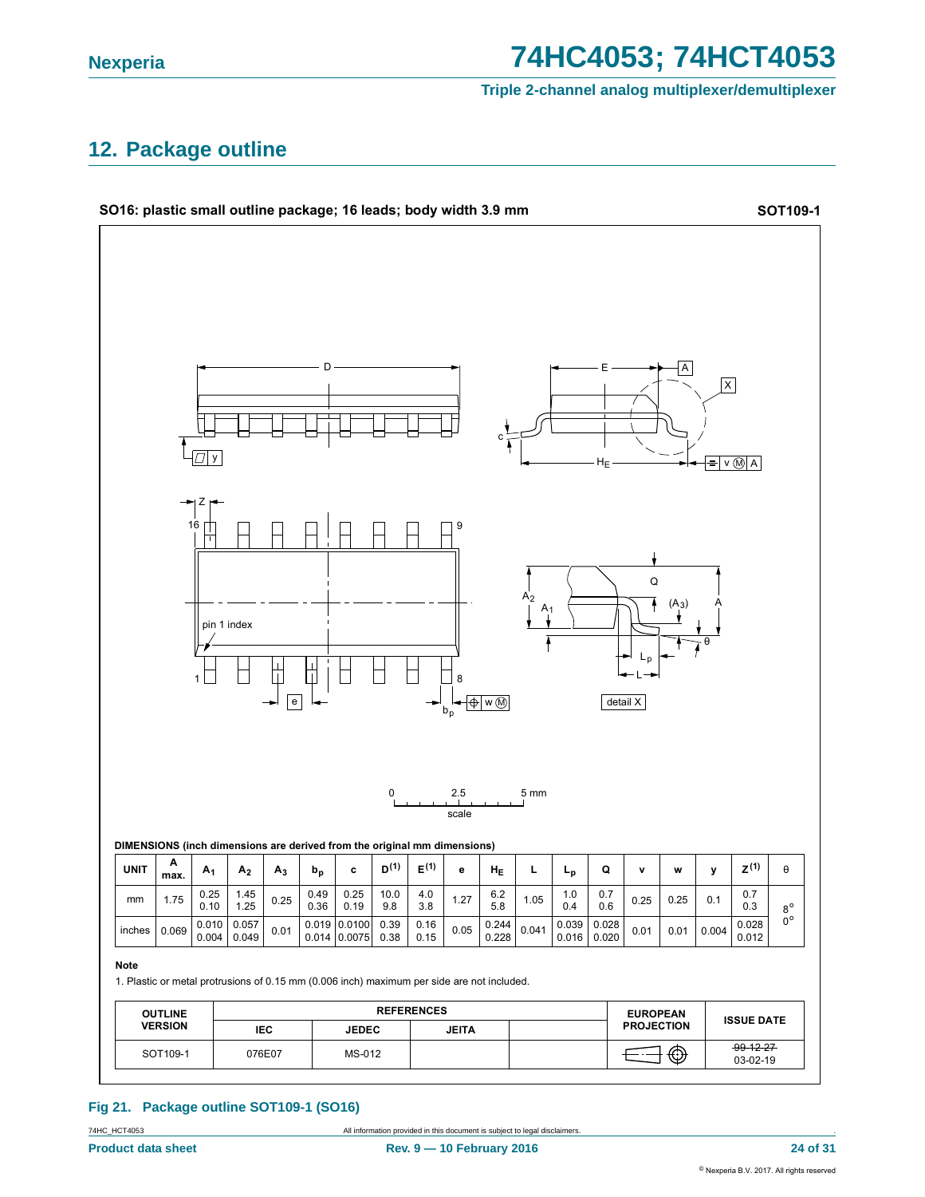## 12. Package outline

**SO16: plastic small outline package; 16 leads; body width 3.9 mm** **SOT109-1**

**DIMENSIONS (inch dimensions are derived from the original mm dimensions)**

| UNIT | A max. | $A_1$ | $A_2$ | $A_3$ | $b_p$ | c | D(1) | E(1) | e | $H_E$ | L | $L_p$ | Q | v | w | y | Z(1) | θ |
|---|---|---|---|---|---|---|---|---|---|---|---|---|---|---|---|---|---|---|
| mm | 1.75 | 0.25<br>0.10 | 1.45<br>1.25 | 0.25 | 0.49<br>0.36 | 0.25<br>0.19 | 10.0<br>9.8 | 4.0<br>3.8 | 1.27 | 6.2<br>5.8 | 1.05 | 1.0<br>0.4 | 0.7<br>0.6 | 0.25 | 0.25 | 0.1 | 0.7<br>0.3 | 8°<br>0° |
| inches | 0.069 | 0.010<br>0.004 | 0.057<br>0.049 | 0.01 | 0.019<br>0.014 | 0.0100<br>0.0075 | 0.39<br>0.38 | 0.16<br>0.15 | 0.05 | 0.244<br>0.228 | 0.041 | 0.039<br>0.016 | 0.028<br>0.020 | 0.01 | 0.01 | 0.004 | 0.028<br>0.012 | |

**Note**

1. Plastic or metal protrusions of 0.15 mm (0.006 inch) maximum per side are not included.

| OUTLINE VERSION | REFERENCES | | | | EUROPEAN PROJECTION | ISSUE DATE |
|---|---|---|---|---|---|---|
| | IEC | JEDEC | JEITA | | | |
| SOT109-1 | 076E07 | MS-012 | | | | ~~99-12-27~~<br>03-02-19 |

**Fig 21. Package outline SOT109-1 (SO16)**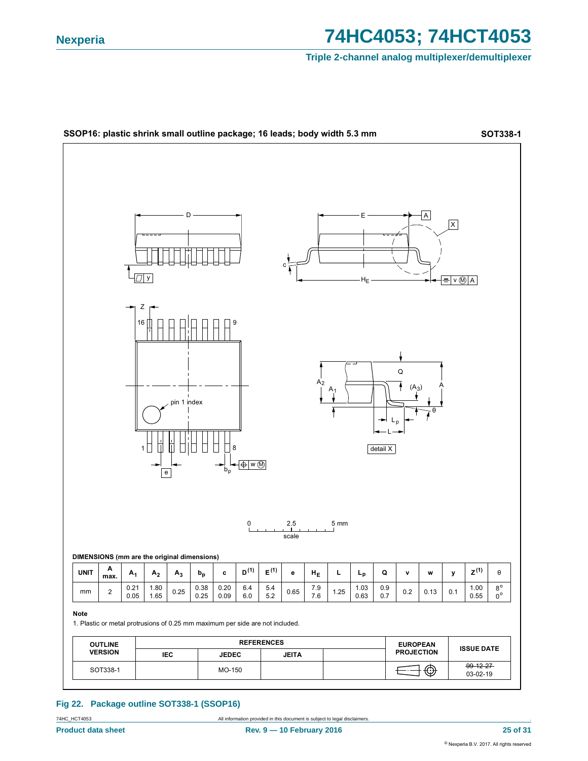**SSOP16: plastic shrink small outline package; 16 leads; body width 5.3 mm** **SOT338-1**

**DIMENSIONS (mm are the original dimensions)**

| UNIT | A max. | $A_1$ | $A_2$ | $A_3$ | $b_p$ | c | $D^{(1)}$ | $E^{(1)}$ | e | $H_E$ | L | $L_p$ | Q | v | w | y | $Z^{(1)}$ | θ |
|---|---|---|---|---|---|---|---|---|---|---|---|---|---|---|---|---|---|---|
| mm | 2 | 0.21<br>0.05 | 1.80<br>1.65 | 0.25 | 0.38<br>0.25 | 0.20<br>0.09 | 6.4<br>6.0 | 5.4<br>5.2 | 0.65 | 7.9<br>7.6 | 1.25 | 1.03<br>0.63 | 0.9<br>0.7 | 0.2 | 0.13 | 0.1 | 1.00<br>0.55 | 8°<br>0° |

**Note**

1. Plastic or metal protrusions of 0.25 mm maximum per side are not included.

| OUTLINE VERSION | REFERENCES | | | | EUROPEAN PROJECTION | ISSUE DATE |
|---|---|---|---|---|---|---|
| | IEC | JEDEC | JEITA | | | |
| SOT338-1 | | MO-150 | | | | ~~99-12-27~~<br>03-02-19 |

**Fig 22. Package outline SOT338-1 (SSOP16)**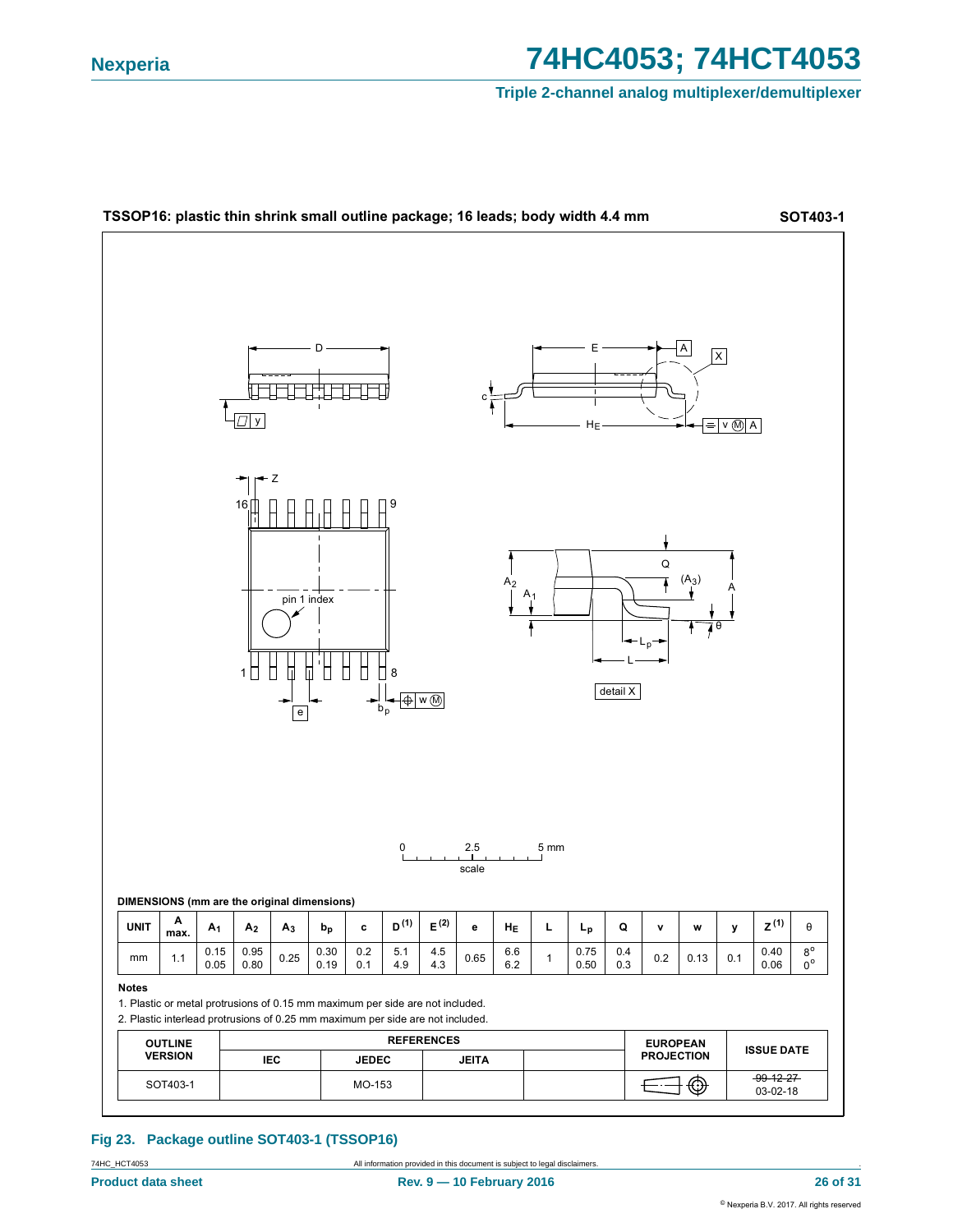**TSSOP16: plastic thin shrink small outline package; 16 leads; body width 4.4 mm** **SOT403-1**

**DIMENSIONS (mm are the original dimensions)**

| UNIT | A max. | $A_1$ | $A_2$ | $A_3$ | $b_p$ | c | D [1] | E [2] | e | $H_E$ | L | $L_p$ | Q | v | w | y | Z [1] | θ |
|---|---|---|---|---|---|---|---|---|---|---|---|---|---|---|---|---|---|---|
| mm | 1.1 | 0.15<br>0.05 | 0.95<br>0.80 | 0.25 | 0.30<br>0.19 | 0.2<br>0.1 | 5.1<br>4.9 | 4.5<br>4.3 | 0.65 | 6.6<br>6.2 | 1 | 0.75<br>0.50 | 0.4<br>0.3 | 0.2 | 0.13 | 0.1 | 0.40<br>0.06 | 8°<br>0° |

**Notes**

1. Plastic or metal protrusions of 0.15 mm maximum per side are not included.
2. Plastic interlead protrusions of 0.25 mm maximum per side are not included.

| OUTLINE VERSION | REFERENCES | | | | EUROPEAN PROJECTION | ISSUE DATE |
|---|---|---|---|---|---|---|
| | IEC | JEDEC | JEITA | | | |
| SOT403-1 | | MO-153 | | | | ~~99-12-27~~<br>03-02-18 |

**Fig 23. Package outline SOT403-1 (TSSOP16)**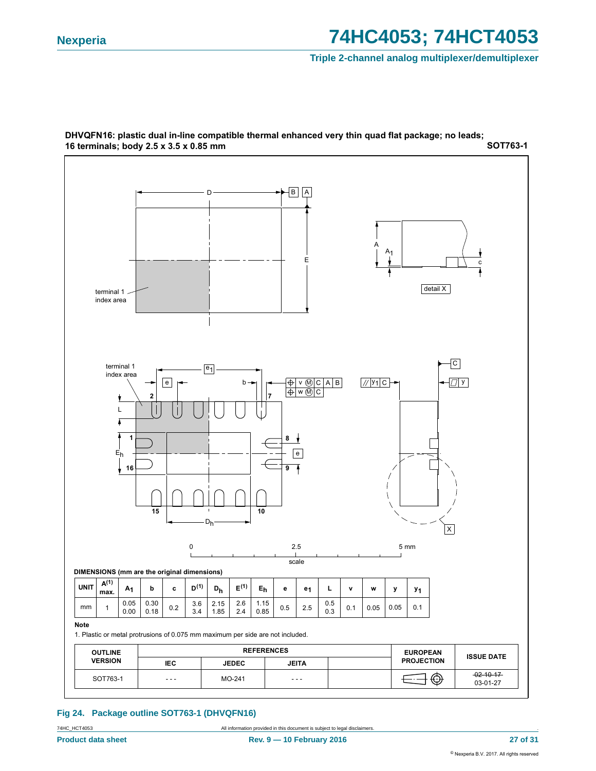**DHVQFN16: plastic dual in-line compatible thermal enhanced very thin quad flat package; no leads; 16 terminals; body 2.5 x 3.5 x 0.85 mm** **SOT763-1**

DIMENSIONS (mm are the original dimensions)

| UNIT | A(1) max. | $A_1$ | b | c | D(1) | $D_h$ | E(1) | $E_h$ | e | $e_1$ | L | v | w | y | $y_1$ |
|---|---|---|---|---|---|---|---|---|---|---|---|---|---|---|---|
| mm | 1 | 0.05<br>0.00 | 0.30<br>0.18 | 0.2 | 3.6<br>3.4 | 2.15<br>1.85 | 2.6<br>2.4 | 1.15<br>0.85 | 0.5 | 2.5 | 0.5<br>0.3 | 0.1 | 0.05 | 0.05 | 0.1 |

**Note**

1. Plastic or metal protrusions of 0.075 mm maximum per side are not included.

| OUTLINE VERSION | REFERENCES | | | | EUROPEAN PROJECTION | ISSUE DATE |
|---|---|---|---|---|---|---|
| | IEC | JEDEC | JEITA | | | |
| SOT763-1 | - - - | MO-241 | - - - | | | ~~02-10-17~~<br>03-01-27 |

**Fig 24. Package outline SOT763-1 (DHVQFN16)**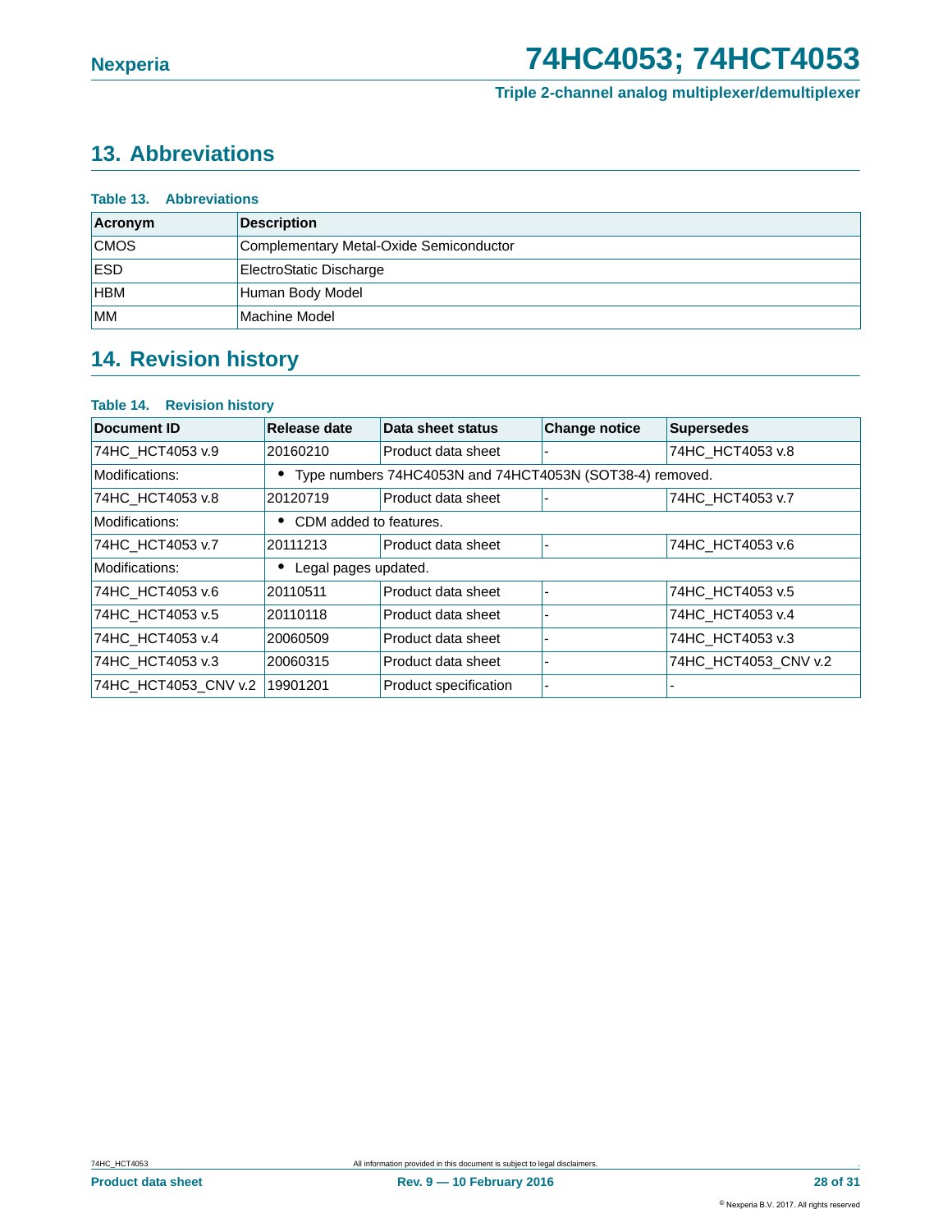## 13. Abbreviations

**Table 13. Abbreviations**

| Acronym | Description |
|---|---|
| CMOS | Complementary Metal-Oxide Semiconductor |
| ESD | ElectroStatic Discharge |
| HBM | Human Body Model |
| MM | Machine Model |

## 14. Revision history

**Table 14. Revision history**

| Document ID | Release date | Data sheet status | Change notice | Supersedes |
|---|---|---|---|---|
| 74HC_HCT4053 v.9 | 20160210 | Product data sheet | - | 74HC_HCT4053 v.8 |
| Modifications: | • Type numbers 74HC4053N and 74HCT4053N (SOT38-4) removed. | | | |
| 74HC_HCT4053 v.8 | 20120719 | Product data sheet | - | 74HC_HCT4053 v.7 |
| Modifications: | • CDM added to features. | | | |
| 74HC_HCT4053 v.7 | 20111213 | Product data sheet | - | 74HC_HCT4053 v.6 |
| Modifications: | • Legal pages updated. | | | |
| 74HC_HCT4053 v.6 | 20110511 | Product data sheet | - | 74HC_HCT4053 v.5 |
| 74HC_HCT4053 v.5 | 20110118 | Product data sheet | - | 74HC_HCT4053 v.4 |
| 74HC_HCT4053 v.4 | 20060509 | Product data sheet | - | 74HC_HCT4053 v.3 |
| 74HC_HCT4053 v.3 | 20060315 | Product data sheet | - | 74HC_HCT4053_CNV v.2 |
| 74HC_HCT4053_CNV v.2 | 19901201 | Product specification | - | - |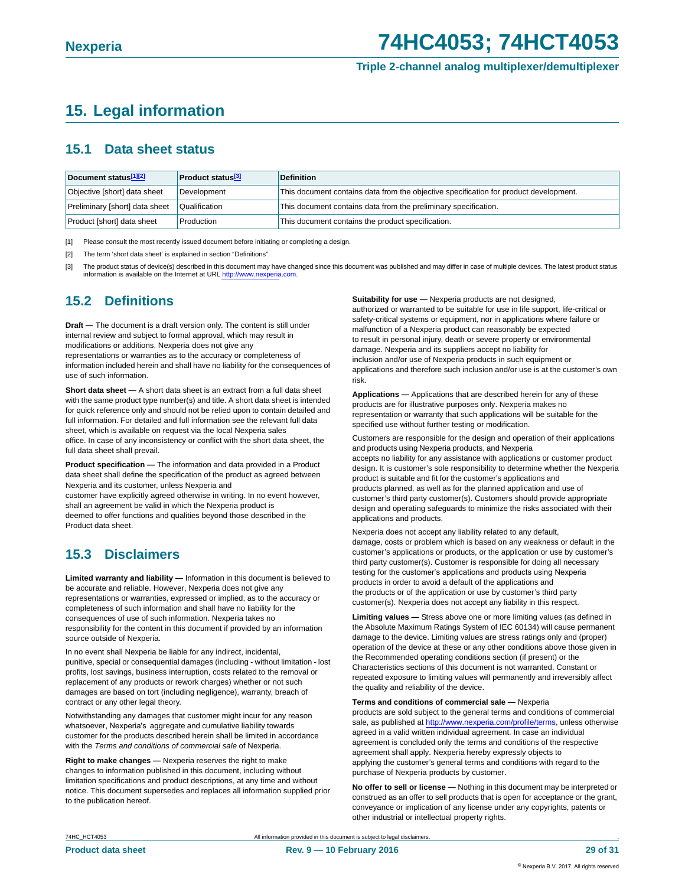# 15. Legal information

## 15.1 Data sheet status

| Document status[1][2] | Product status[3] | Definition |
|---|---|---|
| Objective [short] data sheet | Development | This document contains data from the objective specification for product development. |
| Preliminary [short] data sheet | Qualification | This document contains data from the preliminary specification. |
| Product [short] data sheet | Production | This document contains the product specification. |

[1] Please consult the most recently issued document before initiating or completing a design.

[2] The term 'short data sheet' is explained in section "Definitions".

[3] The product status of device(s) described in this document may have changed since this document was published and may differ in case of multiple devices. The latest product status information is available on the Internet at URL http://www.nexperia.com.

## 15.2 Definitions

**Draft —** The document is a draft version only. The content is still under internal review and subject to formal approval, which may result in modifications or additions. Nexperia does not give any representations or warranties as to the accuracy or completeness of information included herein and shall have no liability for the consequences of use of such information.

**Short data sheet —** A short data sheet is an extract from a full data sheet with the same product type number(s) and title. A short data sheet is intended for quick reference only and should not be relied upon to contain detailed and full information. For detailed and full information see the relevant full data sheet, which is available on request via the local Nexperia sales office. In case of any inconsistency or conflict with the short data sheet, the full data sheet shall prevail.

**Product specification —** The information and data provided in a Product data sheet shall define the specification of the product as agreed between Nexperia and its customer, unless Nexperia and customer have explicitly agreed otherwise in writing. In no event however, shall an agreement be valid in which the Nexperia product is deemed to offer functions and qualities beyond those described in the Product data sheet.

## 15.3 Disclaimers

**Limited warranty and liability —** Information in this document is believed to be accurate and reliable. However, Nexperia does not give any representations or warranties, expressed or implied, as to the accuracy or completeness of such information and shall have no liability for the consequences of use of such information. Nexperia takes no responsibility for the content in this document if provided by an information source outside of Nexperia.

In no event shall Nexperia be liable for any indirect, incidental, punitive, special or consequential damages (including - without limitation - lost profits, lost savings, business interruption, costs related to the removal or replacement of any products or rework charges) whether or not such damages are based on tort (including negligence), warranty, breach of contract or any other legal theory.

Notwithstanding any damages that customer might incur for any reason whatsoever, Nexperia's aggregate and cumulative liability towards customer for the products described herein shall be limited in accordance with the *Terms and conditions of commercial sale* of Nexperia.

**Right to make changes —** Nexperia reserves the right to make changes to information published in this document, including without limitation specifications and product descriptions, at any time and without notice. This document supersedes and replaces all information supplied prior to the publication hereof.

**Suitability for use —** Nexperia products are not designed, authorized or warranted to be suitable for use in life support, life-critical or safety-critical systems or equipment, nor in applications where failure or malfunction of a Nexperia product can reasonably be expected to result in personal injury, death or severe property or environmental damage. Nexperia and its suppliers accept no liability for inclusion and/or use of Nexperia products in such equipment or applications and therefore such inclusion and/or use is at the customer's own risk.

**Applications —** Applications that are described herein for any of these products are for illustrative purposes only. Nexperia makes no representation or warranty that such applications will be suitable for the specified use without further testing or modification.

Customers are responsible for the design and operation of their applications and products using Nexperia products, and Nexperia accepts no liability for any assistance with applications or customer product design. It is customer's sole responsibility to determine whether the Nexperia product is suitable and fit for the customer's applications and products planned, as well as for the planned application and use of customer's third party customer(s). Customers should provide appropriate design and operating safeguards to minimize the risks associated with their applications and products.

Nexperia does not accept any liability related to any default, damage, costs or problem which is based on any weakness or default in the customer's applications or products, or the application or use by customer's third party customer(s). Customer is responsible for doing all necessary testing for the customer's applications and products using Nexperia products in order to avoid a default of the applications and the products or of the application or use by customer's third party customer(s). Nexperia does not accept any liability in this respect.

**Limiting values —** Stress above one or more limiting values (as defined in the Absolute Maximum Ratings System of IEC 60134) will cause permanent damage to the device. Limiting values are stress ratings only and (proper) operation of the device at these or any other conditions above those given in the Recommended operating conditions section (if present) or the Characteristics sections of this document is not warranted. Constant or repeated exposure to limiting values will permanently and irreversibly affect the quality and reliability of the device.

**Terms and conditions of commercial sale —** Nexperia products are sold subject to the general terms and conditions of commercial sale, as published at http://www.nexperia.com/profile/terms, unless otherwise agreed in a valid written individual agreement. In case an individual agreement is concluded only the terms and conditions of the respective agreement shall apply. Nexperia hereby expressly objects to applying the customer's general terms and conditions with regard to the purchase of Nexperia products by customer.

**No offer to sell or license —** Nothing in this document may be interpreted or construed as an offer to sell products that is open for acceptance or the grant, conveyance or implication of any license under any copyrights, patents or other industrial or intellectual property rights.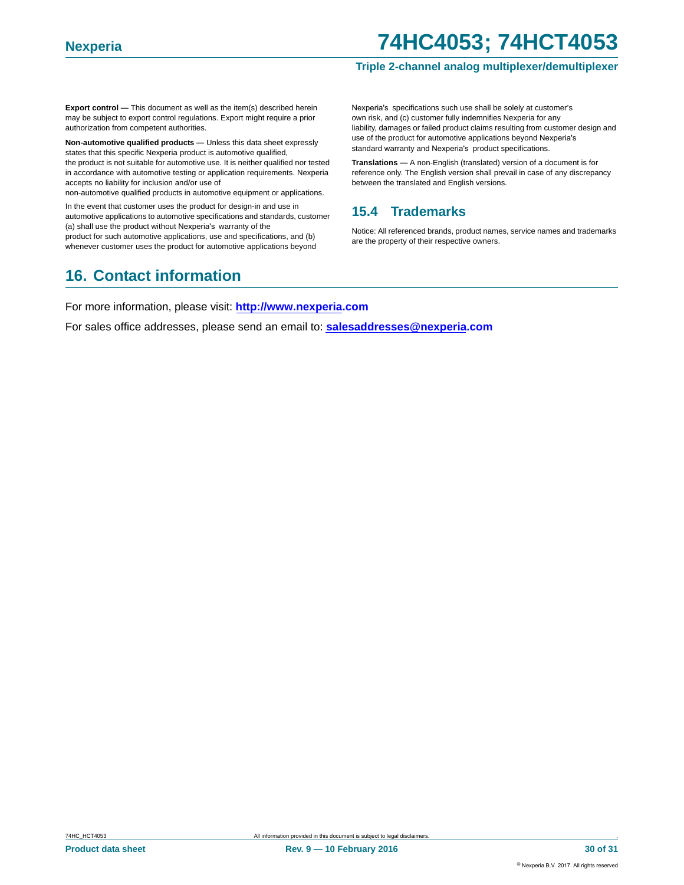**Export control —** This document as well as the item(s) described herein may be subject to export control regulations. Export might require a prior authorization from competent authorities.

**Non-automotive qualified products —** Unless this data sheet expressly states that this specific Nexperia product is automotive qualified, the product is not suitable for automotive use. It is neither qualified nor tested in accordance with automotive testing or application requirements. Nexperia accepts no liability for inclusion and/or use of non-automotive qualified products in automotive equipment or applications.

In the event that customer uses the product for design-in and use in automotive applications to automotive specifications and standards, customer (a) shall use the product without Nexperia's warranty of the product for such automotive applications, use and specifications, and (b) whenever customer uses the product for automotive applications beyond Nexperia's specifications such use shall be solely at customer's own risk, and (c) customer fully indemnifies Nexperia for any liability, damages or failed product claims resulting from customer design and use of the product for automotive applications beyond Nexperia's standard warranty and Nexperia's product specifications.

**Translations —** A non-English (translated) version of a document is for reference only. The English version shall prevail in case of any discrepancy between the translated and English versions.

### 15.4 Trademarks

Notice: All referenced brands, product names, service names and trademarks are the property of their respective owners.

## 16. Contact information

For more information, please visit: **http://www.nexperia.com**

For sales office addresses, please send an email to: **salesaddresses@nexperia.com**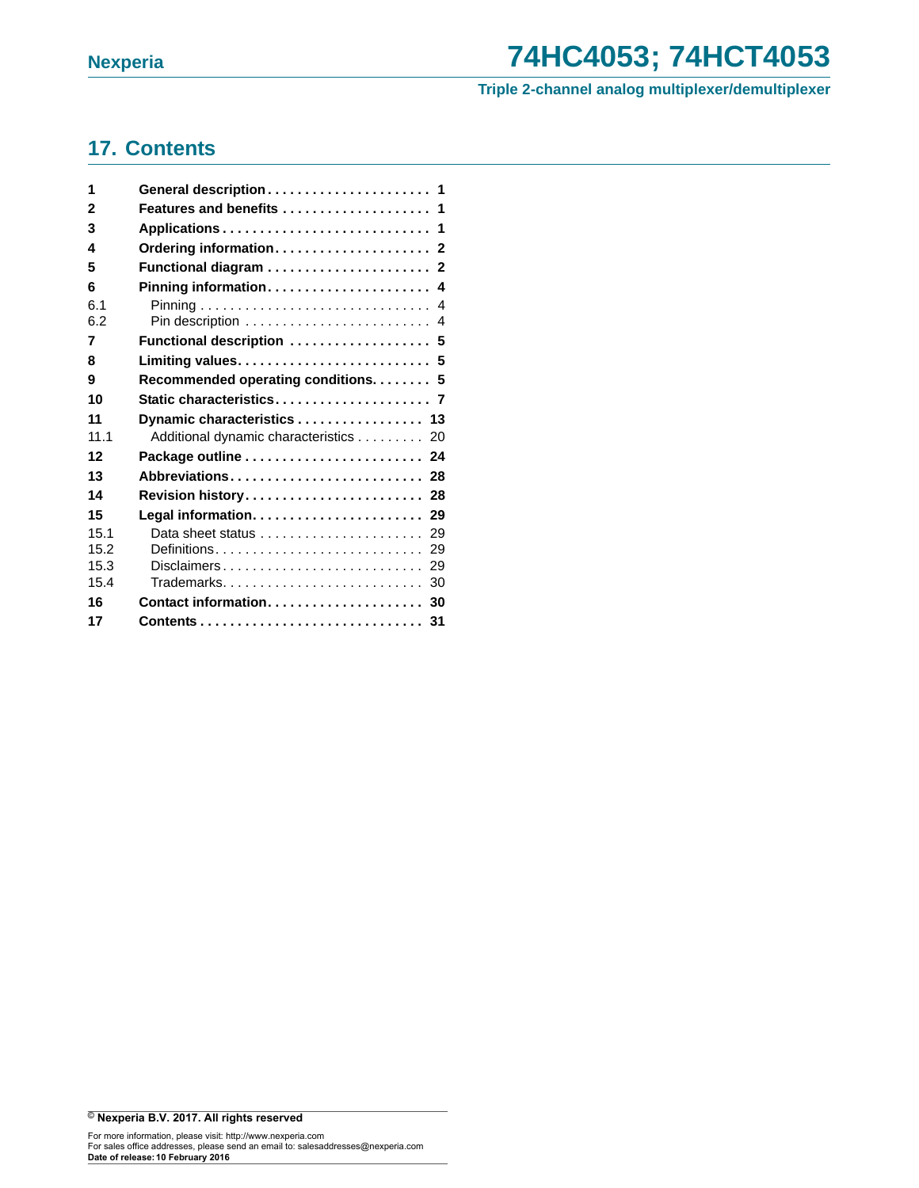## 17. Contents

| | | |
|---|---|---|
| **1** | **General description** | **1** |
| **2** | **Features and benefits** | **1** |
| **3** | **Applications** | **1** |
| **4** | **Ordering information** | **2** |
| **5** | **Functional diagram** | **2** |
| **6** | **Pinning information** | **4** |
| 6.1 | Pinning | 4 |
| 6.2 | Pin description | 4 |
| **7** | **Functional description** | **5** |
| **8** | **Limiting values** | **5** |
| **9** | **Recommended operating conditions** | **5** |
| **10** | **Static characteristics** | **7** |
| **11** | **Dynamic characteristics** | **13** |
| 11.1 | Additional dynamic characteristics | 20 |
| **12** | **Package outline** | **24** |
| **13** | **Abbreviations** | **28** |
| **14** | **Revision history** | **28** |
| **15** | **Legal information** | **29** |
| 15.1 | Data sheet status | 29 |
| 15.2 | Definitions | 29 |
| 15.3 | Disclaimers | 29 |
| 15.4 | Trademarks | 30 |
| **16** | **Contact information** | **30** |
| **17** | **Contents** | **31** |

© **Nexperia B.V. 2017. All rights reserved**

For more information, please visit: http://www.nexperia.com
For sales office addresses, please send an email to: salesaddresses@nexperia.com
**Date of release: 10 February 2016**